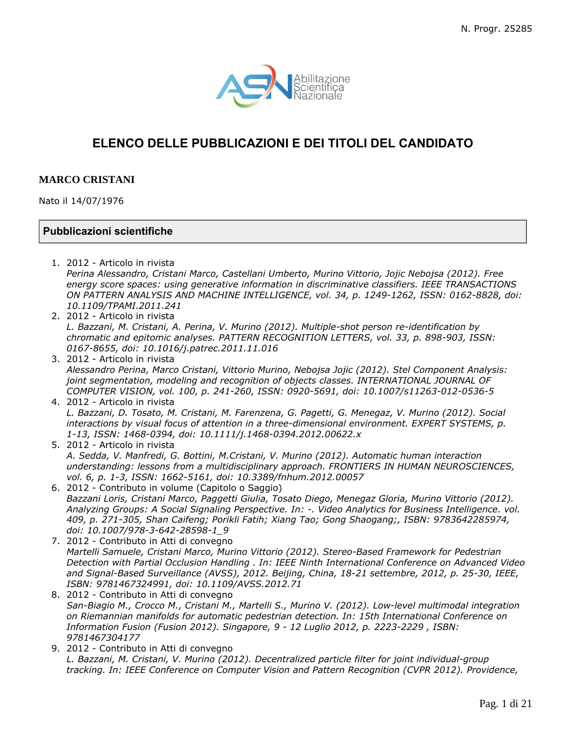N. Progr. 25285

# ELENCO DELLE PUBBLICAZIONI E DEI TITOLI DEL CANDIDATO

**MARCO CRISTANI**

Nato il 14/07/1976

## Pubblicazioni scientifiche

1. 2012 - Articolo in rivista
   *Perina Alessandro, Cristani Marco, Castellani Umberto, Murino Vittorio, Jojic Nebojsa (2012). Free energy score spaces: using generative information in discriminative classifiers. IEEE TRANSACTIONS ON PATTERN ANALYSIS AND MACHINE INTELLIGENCE, vol. 34, p. 1249-1262, ISSN: 0162-8828, doi: 10.1109/TPAMI.2011.241*
2. 2012 - Articolo in rivista
   *L. Bazzani, M. Cristani, A. Perina, V. Murino (2012). Multiple-shot person re-identification by chromatic and epitomic analyses. PATTERN RECOGNITION LETTERS, vol. 33, p. 898-903, ISSN: 0167-8655, doi: 10.1016/j.patrec.2011.11.016*
3. 2012 - Articolo in rivista
   *Alessandro Perina, Marco Cristani, Vittorio Murino, Nebojsa Jojic (2012). Stel Component Analysis: joint segmentation, modeling and recognition of objects classes. INTERNATIONAL JOURNAL OF COMPUTER VISION, vol. 100, p. 241-260, ISSN: 0920-5691, doi: 10.1007/s11263-012-0536-5*
4. 2012 - Articolo in rivista
   *L. Bazzani, D. Tosato, M. Cristani, M. Farenzena, G. Pagetti, G. Menegaz, V. Murino (2012). Social interactions by visual focus of attention in a three-dimensional environment. EXPERT SYSTEMS, p. 1-13, ISSN: 1468-0394, doi: 10.1111/j.1468-0394.2012.00622.x*
5. 2012 - Articolo in rivista
   *A. Sedda, V. Manfredi, G. Bottini, M.Cristani, V. Murino (2012). Automatic human interaction understanding: lessons from a multidisciplinary approach. FRONTIERS IN HUMAN NEUROSCIENCES, vol. 6, p. 1-3, ISSN: 1662-5161, doi: 10.3389/fnhum.2012.00057*
6. 2012 - Contributo in volume (Capitolo o Saggio)
   *Bazzani Loris, Cristani Marco, Paggetti Giulia, Tosato Diego, Menegaz Gloria, Murino Vittorio (2012). Analyzing Groups: A Social Signaling Perspective. In: -. Video Analytics for Business Intelligence. vol. 409, p. 271-305, Shan Caifeng; Porikli Fatih; Xiang Tao; Gong Shaogang;, ISBN: 9783642285974, doi: 10.1007/978-3-642-28598-1_9*
7. 2012 - Contributo in Atti di convegno
   *Martelli Samuele, Cristani Marco, Murino Vittorio (2012). Stereo-Based Framework for Pedestrian Detection with Partial Occlusion Handling . In: IEEE Ninth International Conference on Advanced Video and Signal-Based Surveillance (AVSS), 2012. Beijing, China, 18-21 settembre, 2012, p. 25-30, IEEE, ISBN: 9781467324991, doi: 10.1109/AVSS.2012.71*
8. 2012 - Contributo in Atti di convegno
   *San-Biagio M., Crocco M., Cristani M., Martelli S., Murino V. (2012). Low-level multimodal integration on Riemannian manifolds for automatic pedestrian detection. In: 15th International Conference on Information Fusion (Fusion 2012). Singapore, 9 - 12 Luglio 2012, p. 2223-2229 , ISBN: 9781467304177*
9. 2012 - Contributo in Atti di convegno
   *L. Bazzani, M. Cristani, V. Murino (2012). Decentralized particle filter for joint individual-group tracking. In: IEEE Conference on Computer Vision and Pattern Recognition (CVPR 2012). Providence,*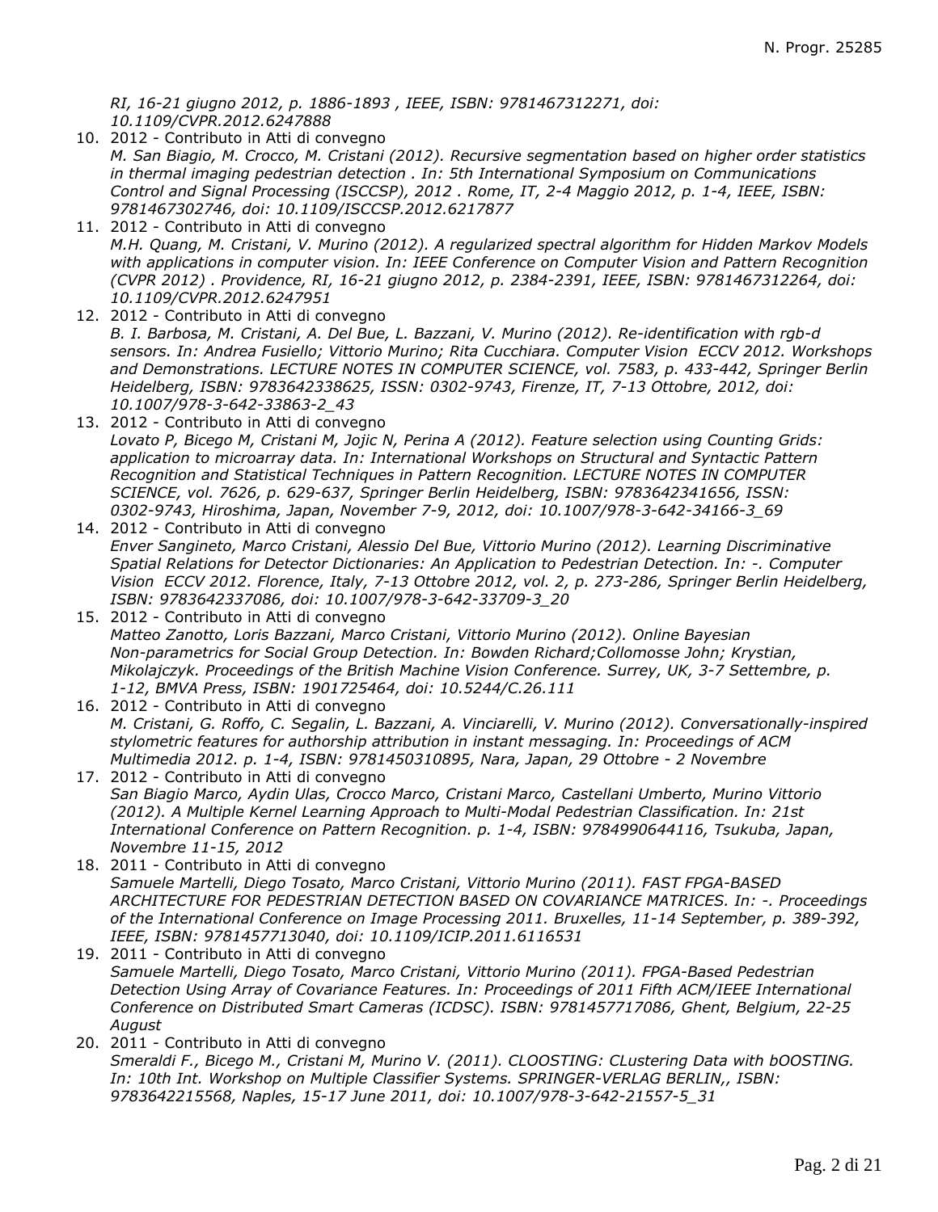*RI, 16-21 giugno 2012, p. 1886-1893 , IEEE, ISBN: 9781467312271, doi: 10.1109/CVPR.2012.6247888*

10. 2012 - Contributo in Atti di convegno
*M. San Biagio, M. Crocco, M. Cristani (2012). Recursive segmentation based on higher order statistics in thermal imaging pedestrian detection . In: 5th International Symposium on Communications Control and Signal Processing (ISCCSP), 2012 . Rome, IT, 2-4 Maggio 2012, p. 1-4, IEEE, ISBN: 9781467302746, doi: 10.1109/ISCCSP.2012.6217877*
11. 2012 - Contributo in Atti di convegno
*M.H. Quang, M. Cristani, V. Murino (2012). A regularized spectral algorithm for Hidden Markov Models with applications in computer vision. In: IEEE Conference on Computer Vision and Pattern Recognition (CVPR 2012) . Providence, RI, 16-21 giugno 2012, p. 2384-2391, IEEE, ISBN: 9781467312264, doi: 10.1109/CVPR.2012.6247951*
12. 2012 - Contributo in Atti di convegno
*B. I. Barbosa, M. Cristani, A. Del Bue, L. Bazzani, V. Murino (2012). Re-identification with rgb-d sensors. In: Andrea Fusiello; Vittorio Murino; Rita Cucchiara. Computer Vision ECCV 2012. Workshops and Demonstrations. LECTURE NOTES IN COMPUTER SCIENCE, vol. 7583, p. 433-442, Springer Berlin Heidelberg, ISBN: 9783642338625, ISSN: 0302-9743, Firenze, IT, 7-13 Ottobre, 2012, doi: 10.1007/978-3-642-33863-2_43*
13. 2012 - Contributo in Atti di convegno
*Lovato P, Bicego M, Cristani M, Jojic N, Perina A (2012). Feature selection using Counting Grids: application to microarray data. In: International Workshops on Structural and Syntactic Pattern Recognition and Statistical Techniques in Pattern Recognition. LECTURE NOTES IN COMPUTER SCIENCE, vol. 7626, p. 629-637, Springer Berlin Heidelberg, ISBN: 9783642341656, ISSN: 0302-9743, Hiroshima, Japan, November 7-9, 2012, doi: 10.1007/978-3-642-34166-3_69*
14. 2012 - Contributo in Atti di convegno
*Enver Sangineto, Marco Cristani, Alessio Del Bue, Vittorio Murino (2012). Learning Discriminative Spatial Relations for Detector Dictionaries: An Application to Pedestrian Detection. In: -. Computer Vision ECCV 2012. Florence, Italy, 7-13 Ottobre 2012, vol. 2, p. 273-286, Springer Berlin Heidelberg, ISBN: 9783642337086, doi: 10.1007/978-3-642-33709-3_20*
15. 2012 - Contributo in Atti di convegno
*Matteo Zanotto, Loris Bazzani, Marco Cristani, Vittorio Murino (2012). Online Bayesian Non-parametrics for Social Group Detection. In: Bowden Richard;Collomosse John; Krystian, Mikolajczyk. Proceedings of the British Machine Vision Conference. Surrey, UK, 3-7 Settembre, p. 1-12, BMVA Press, ISBN: 1901725464, doi: 10.5244/C.26.111*
16. 2012 - Contributo in Atti di convegno
*M. Cristani, G. Roffo, C. Segalin, L. Bazzani, A. Vinciarelli, V. Murino (2012). Conversationally-inspired stylometric features for authorship attribution in instant messaging. In: Proceedings of ACM Multimedia 2012. p. 1-4, ISBN: 9781450310895, Nara, Japan, 29 Ottobre - 2 Novembre*
17. 2012 - Contributo in Atti di convegno
*San Biagio Marco, Aydin Ulas, Crocco Marco, Cristani Marco, Castellani Umberto, Murino Vittorio (2012). A Multiple Kernel Learning Approach to Multi-Modal Pedestrian Classification. In: 21st International Conference on Pattern Recognition. p. 1-4, ISBN: 9784990644116, Tsukuba, Japan, Novembre 11-15, 2012*
18. 2011 - Contributo in Atti di convegno
*Samuele Martelli, Diego Tosato, Marco Cristani, Vittorio Murino (2011). FAST FPGA-BASED ARCHITECTURE FOR PEDESTRIAN DETECTION BASED ON COVARIANCE MATRICES. In: -. Proceedings of the International Conference on Image Processing 2011. Bruxelles, 11-14 September, p. 389-392, IEEE, ISBN: 9781457713040, doi: 10.1109/ICIP.2011.6116531*
19. 2011 - Contributo in Atti di convegno
*Samuele Martelli, Diego Tosato, Marco Cristani, Vittorio Murino (2011). FPGA-Based Pedestrian Detection Using Array of Covariance Features. In: Proceedings of 2011 Fifth ACM/IEEE International Conference on Distributed Smart Cameras (ICDSC). ISBN: 9781457717086, Ghent, Belgium, 22-25 August*
20. 2011 - Contributo in Atti di convegno
*Smeraldi F., Bicego M., Cristani M, Murino V. (2011). CLOOSTING: CLustering Data with bOOSTING. In: 10th Int. Workshop on Multiple Classifier Systems. SPRINGER-VERLAG BERLIN,, ISBN: 9783642215568, Naples, 15-17 June 2011, doi: 10.1007/978-3-642-21557-5_31*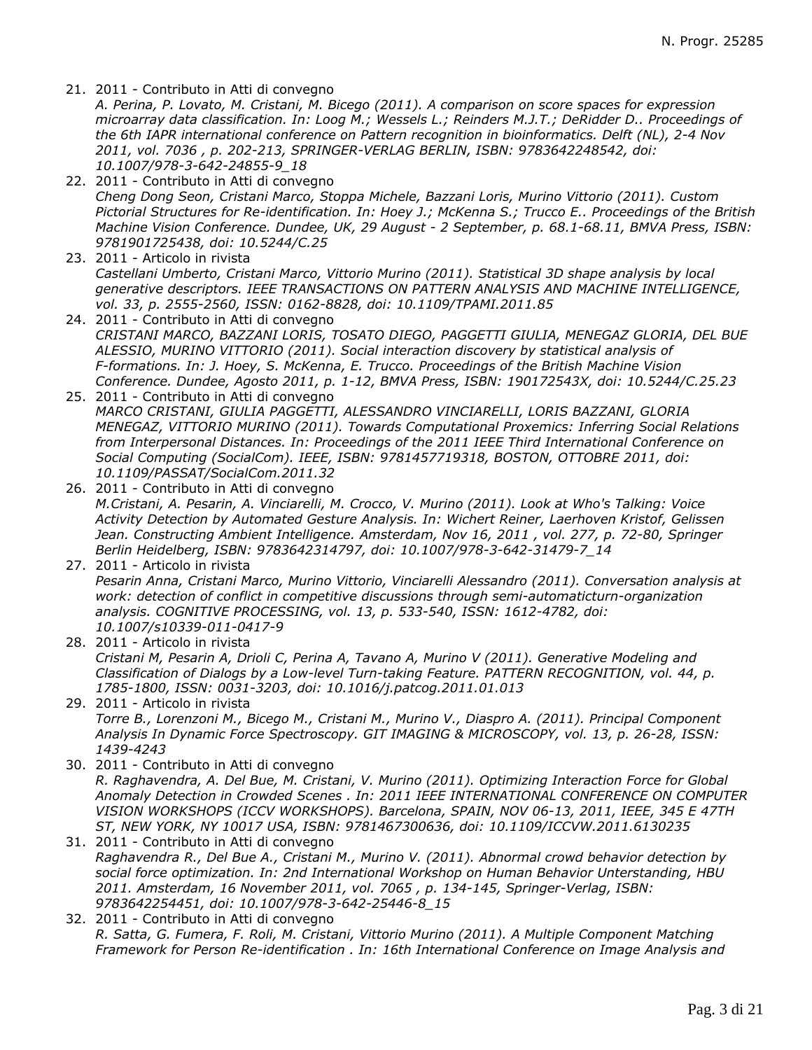21. 2011 - Contributo in Atti di convegno
    *A. Perina, P. Lovato, M. Cristani, M. Bicego (2011). A comparison on score spaces for expression microarray data classification. In: Loog M.; Wessels L.; Reinders M.J.T.; DeRidder D.. Proceedings of the 6th IAPR international conference on Pattern recognition in bioinformatics. Delft (NL), 2-4 Nov 2011, vol. 7036 , p. 202-213, SPRINGER-VERLAG BERLIN, ISBN: 9783642248542, doi: 10.1007/978-3-642-24855-9_18*
22. 2011 - Contributo in Atti di convegno
    *Cheng Dong Seon, Cristani Marco, Stoppa Michele, Bazzani Loris, Murino Vittorio (2011). Custom Pictorial Structures for Re-identification. In: Hoey J.; McKenna S.; Trucco E.. Proceedings of the British Machine Vision Conference. Dundee, UK, 29 August - 2 September, p. 68.1-68.11, BMVA Press, ISBN: 9781901725438, doi: 10.5244/C.25*
23. 2011 - Articolo in rivista
    *Castellani Umberto, Cristani Marco, Vittorio Murino (2011). Statistical 3D shape analysis by local generative descriptors. IEEE TRANSACTIONS ON PATTERN ANALYSIS AND MACHINE INTELLIGENCE, vol. 33, p. 2555-2560, ISSN: 0162-8828, doi: 10.1109/TPAMI.2011.85*
24. 2011 - Contributo in Atti di convegno
    *CRISTANI MARCO, BAZZANI LORIS, TOSATO DIEGO, PAGGETTI GIULIA, MENEGAZ GLORIA, DEL BUE ALESSIO, MURINO VITTORIO (2011). Social interaction discovery by statistical analysis of F-formations. In: J. Hoey, S. McKenna, E. Trucco. Proceedings of the British Machine Vision Conference. Dundee, Agosto 2011, p. 1-12, BMVA Press, ISBN: 190172543X, doi: 10.5244/C.25.23*
25. 2011 - Contributo in Atti di convegno
    *MARCO CRISTANI, GIULIA PAGGETTI, ALESSANDRO VINCIARELLI, LORIS BAZZANI, GLORIA MENEGAZ, VITTORIO MURINO (2011). Towards Computational Proxemics: Inferring Social Relations from Interpersonal Distances. In: Proceedings of the 2011 IEEE Third International Conference on Social Computing (SocialCom). IEEE, ISBN: 9781457719318, BOSTON, OTTOBRE 2011, doi: 10.1109/PASSAT/SocialCom.2011.32*
26. 2011 - Contributo in Atti di convegno
    *M.Cristani, A. Pesarin, A. Vinciarelli, M. Crocco, V. Murino (2011). Look at Who's Talking: Voice Activity Detection by Automated Gesture Analysis. In: Wichert Reiner, Laerhoven Kristof, Gelissen Jean. Constructing Ambient Intelligence. Amsterdam, Nov 16, 2011 , vol. 277, p. 72-80, Springer Berlin Heidelberg, ISBN: 9783642314797, doi: 10.1007/978-3-642-31479-7_14*
27. 2011 - Articolo in rivista
    *Pesarin Anna, Cristani Marco, Murino Vittorio, Vinciarelli Alessandro (2011). Conversation analysis at work: detection of conflict in competitive discussions through semi-automaticturn-organization analysis. COGNITIVE PROCESSING, vol. 13, p. 533-540, ISSN: 1612-4782, doi: 10.1007/s10339-011-0417-9*
28. 2011 - Articolo in rivista
    *Cristani M, Pesarin A, Drioli C, Perina A, Tavano A, Murino V (2011). Generative Modeling and Classification of Dialogs by a Low-level Turn-taking Feature. PATTERN RECOGNITION, vol. 44, p. 1785-1800, ISSN: 0031-3203, doi: 10.1016/j.patcog.2011.01.013*
29. 2011 - Articolo in rivista
    *Torre B., Lorenzoni M., Bicego M., Cristani M., Murino V., Diaspro A. (2011). Principal Component Analysis In Dynamic Force Spectroscopy. GIT IMAGING & MICROSCOPY, vol. 13, p. 26-28, ISSN: 1439-4243*
30. 2011 - Contributo in Atti di convegno
    *R. Raghavendra, A. Del Bue, M. Cristani, V. Murino (2011). Optimizing Interaction Force for Global Anomaly Detection in Crowded Scenes . In: 2011 IEEE INTERNATIONAL CONFERENCE ON COMPUTER VISION WORKSHOPS (ICCV WORKSHOPS). Barcelona, SPAIN, NOV 06-13, 2011, IEEE, 345 E 47TH ST, NEW YORK, NY 10017 USA, ISBN: 9781467300636, doi: 10.1109/ICCVW.2011.6130235*
31. 2011 - Contributo in Atti di convegno
    *Raghavendra R., Del Bue A., Cristani M., Murino V. (2011). Abnormal crowd behavior detection by social force optimization. In: 2nd International Workshop on Human Behavior Unterstanding, HBU 2011. Amsterdam, 16 November 2011, vol. 7065 , p. 134-145, Springer-Verlag, ISBN: 9783642254451, doi: 10.1007/978-3-642-25446-8_15*
32. 2011 - Contributo in Atti di convegno
    *R. Satta, G. Fumera, F. Roli, M. Cristani, Vittorio Murino (2011). A Multiple Component Matching Framework for Person Re-identification . In: 16th International Conference on Image Analysis and*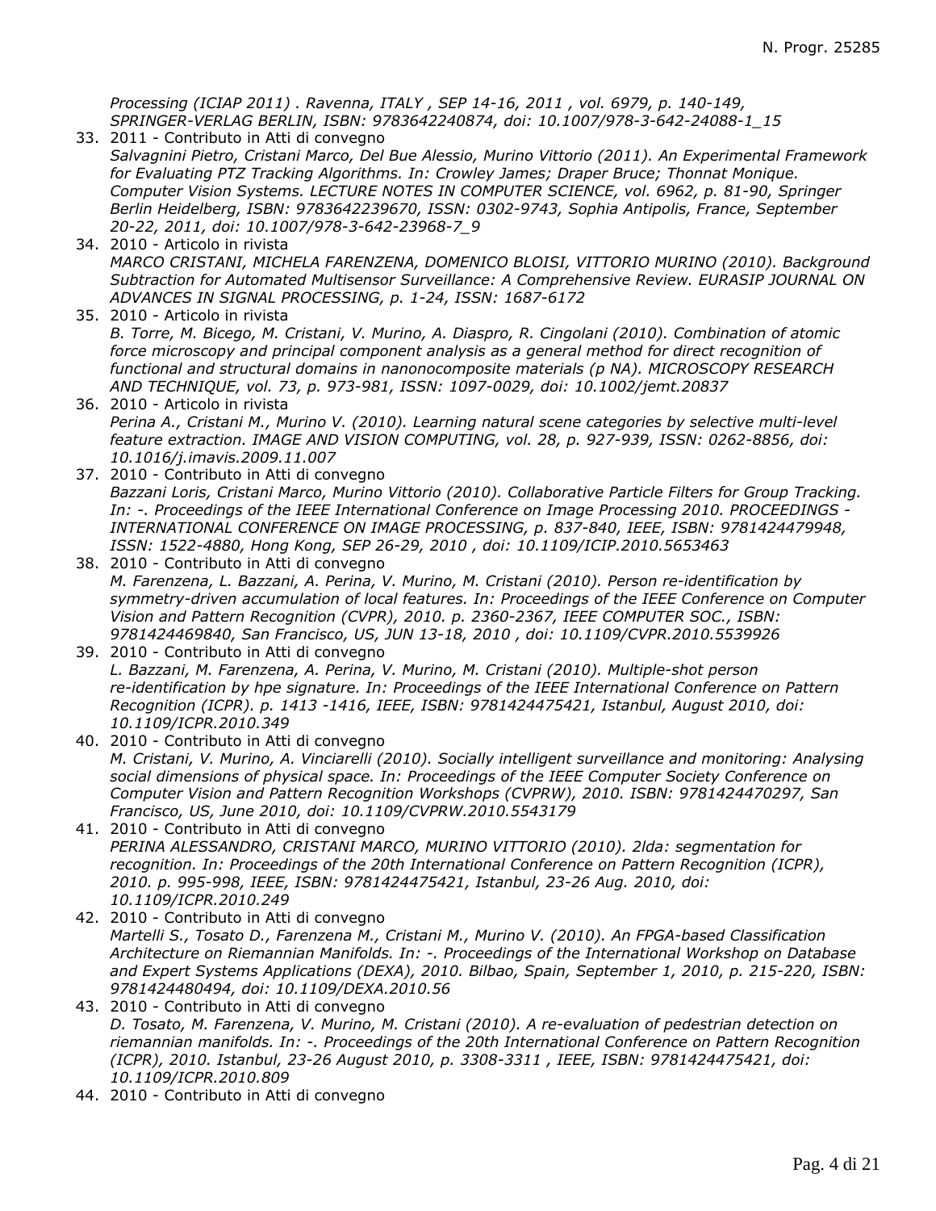*Processing (ICIAP 2011) . Ravenna, ITALY , SEP 14-16, 2011 , vol. 6979, p. 140-149, SPRINGER-VERLAG BERLIN, ISBN: 9783642240874, doi: 10.1007/978-3-642-24088-1_15*

33. 2011 - Contributo in Atti di convegno
*Salvagnini Pietro, Cristani Marco, Del Bue Alessio, Murino Vittorio (2011). An Experimental Framework for Evaluating PTZ Tracking Algorithms. In: Crowley James; Draper Bruce; Thonnat Monique. Computer Vision Systems. LECTURE NOTES IN COMPUTER SCIENCE, vol. 6962, p. 81-90, Springer Berlin Heidelberg, ISBN: 9783642239670, ISSN: 0302-9743, Sophia Antipolis, France, September 20-22, 2011, doi: 10.1007/978-3-642-23968-7_9*
34. 2010 - Articolo in rivista
*MARCO CRISTANI, MICHELA FARENZENA, DOMENICO BLOISI, VITTORIO MURINO (2010). Background Subtraction for Automated Multisensor Surveillance: A Comprehensive Review. EURASIP JOURNAL ON ADVANCES IN SIGNAL PROCESSING, p. 1-24, ISSN: 1687-6172*
35. 2010 - Articolo in rivista
*B. Torre, M. Bicego, M. Cristani, V. Murino, A. Diaspro, R. Cingolani (2010). Combination of atomic force microscopy and principal component analysis as a general method for direct recognition of functional and structural domains in nanonocomposite materials (p NA). MICROSCOPY RESEARCH AND TECHNIQUE, vol. 73, p. 973-981, ISSN: 1097-0029, doi: 10.1002/jemt.20837*
36. 2010 - Articolo in rivista
*Perina A., Cristani M., Murino V. (2010). Learning natural scene categories by selective multi-level feature extraction. IMAGE AND VISION COMPUTING, vol. 28, p. 927-939, ISSN: 0262-8856, doi: 10.1016/j.imavis.2009.11.007*
37. 2010 - Contributo in Atti di convegno
*Bazzani Loris, Cristani Marco, Murino Vittorio (2010). Collaborative Particle Filters for Group Tracking. In: -. Proceedings of the IEEE International Conference on Image Processing 2010. PROCEEDINGS - INTERNATIONAL CONFERENCE ON IMAGE PROCESSING, p. 837-840, IEEE, ISBN: 9781424479948, ISSN: 1522-4880, Hong Kong, SEP 26-29, 2010 , doi: 10.1109/ICIP.2010.5653463*
38. 2010 - Contributo in Atti di convegno
*M. Farenzena, L. Bazzani, A. Perina, V. Murino, M. Cristani (2010). Person re-identification by symmetry-driven accumulation of local features. In: Proceedings of the IEEE Conference on Computer Vision and Pattern Recognition (CVPR), 2010. p. 2360-2367, IEEE COMPUTER SOC., ISBN: 9781424469840, San Francisco, US, JUN 13-18, 2010 , doi: 10.1109/CVPR.2010.5539926*
39. 2010 - Contributo in Atti di convegno
*L. Bazzani, M. Farenzena, A. Perina, V. Murino, M. Cristani (2010). Multiple-shot person re-identification by hpe signature. In: Proceedings of the IEEE International Conference on Pattern Recognition (ICPR). p. 1413 -1416, IEEE, ISBN: 9781424475421, Istanbul, August 2010, doi: 10.1109/ICPR.2010.349*
40. 2010 - Contributo in Atti di convegno
*M. Cristani, V. Murino, A. Vinciarelli (2010). Socially intelligent surveillance and monitoring: Analysing social dimensions of physical space. In: Proceedings of the IEEE Computer Society Conference on Computer Vision and Pattern Recognition Workshops (CVPRW), 2010. ISBN: 9781424470297, San Francisco, US, June 2010, doi: 10.1109/CVPRW.2010.5543179*
41. 2010 - Contributo in Atti di convegno
*PERINA ALESSANDRO, CRISTANI MARCO, MURINO VITTORIO (2010). 2lda: segmentation for recognition. In: Proceedings of the 20th International Conference on Pattern Recognition (ICPR), 2010. p. 995-998, IEEE, ISBN: 9781424475421, Istanbul, 23-26 Aug. 2010, doi: 10.1109/ICPR.2010.249*
42. 2010 - Contributo in Atti di convegno
*Martelli S., Tosato D., Farenzena M., Cristani M., Murino V. (2010). An FPGA-based Classification Architecture on Riemannian Manifolds. In: -. Proceedings of the International Workshop on Database and Expert Systems Applications (DEXA), 2010. Bilbao, Spain, September 1, 2010, p. 215-220, ISBN: 9781424480494, doi: 10.1109/DEXA.2010.56*
43. 2010 - Contributo in Atti di convegno
*D. Tosato, M. Farenzena, V. Murino, M. Cristani (2010). A re-evaluation of pedestrian detection on riemannian manifolds. In: -. Proceedings of the 20th International Conference on Pattern Recognition (ICPR), 2010. Istanbul, 23-26 August 2010, p. 3308-3311 , IEEE, ISBN: 9781424475421, doi: 10.1109/ICPR.2010.809*
44. 2010 - Contributo in Atti di convegno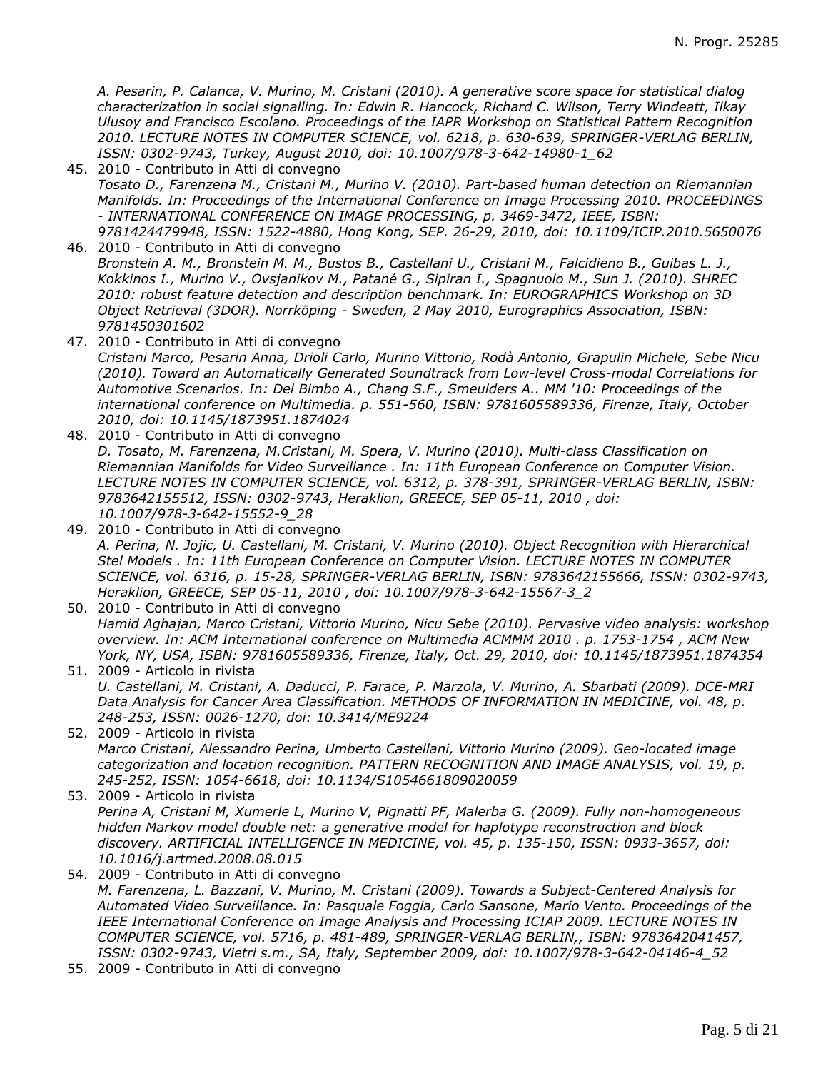*A. Pesarin, P. Calanca, V. Murino, M. Cristani (2010). A generative score space for statistical dialog characterization in social signalling. In: Edwin R. Hancock, Richard C. Wilson, Terry Windeatt, Ilkay Ulusoy and Francisco Escolano. Proceedings of the IAPR Workshop on Statistical Pattern Recognition 2010. LECTURE NOTES IN COMPUTER SCIENCE, vol. 6218, p. 630-639, SPRINGER-VERLAG BERLIN, ISSN: 0302-9743, Turkey, August 2010, doi: 10.1007/978-3-642-14980-1_62*

45. 2010 - Contributo in Atti di convegno
    *Tosato D., Farenzena M., Cristani M., Murino V. (2010). Part-based human detection on Riemannian Manifolds. In: Proceedings of the International Conference on Image Processing 2010. PROCEEDINGS - INTERNATIONAL CONFERENCE ON IMAGE PROCESSING, p. 3469-3472, IEEE, ISBN: 9781424479948, ISSN: 1522-4880, Hong Kong, SEP. 26-29, 2010, doi: 10.1109/ICIP.2010.5650076*
46. 2010 - Contributo in Atti di convegno
    *Bronstein A. M., Bronstein M. M., Bustos B., Castellani U., Cristani M., Falcidieno B., Guibas L. J., Kokkinos I., Murino V., Ovsjanikov M., Patané G., Sipiran I., Spagnuolo M., Sun J. (2010). SHREC 2010: robust feature detection and description benchmark. In: EUROGRAPHICS Workshop on 3D Object Retrieval (3DOR). Norrköping - Sweden, 2 May 2010, Eurographics Association, ISBN: 9781450301602*
47. 2010 - Contributo in Atti di convegno
    *Cristani Marco, Pesarin Anna, Drioli Carlo, Murino Vittorio, Rodà Antonio, Grapulin Michele, Sebe Nicu (2010). Toward an Automatically Generated Soundtrack from Low-level Cross-modal Correlations for Automotive Scenarios. In: Del Bimbo A., Chang S.F., Smeulders A.. MM '10: Proceedings of the international conference on Multimedia. p. 551-560, ISBN: 9781605589336, Firenze, Italy, October 2010, doi: 10.1145/1873951.1874024*
48. 2010 - Contributo in Atti di convegno
    *D. Tosato, M. Farenzena, M.Cristani, M. Spera, V. Murino (2010). Multi-class Classification on Riemannian Manifolds for Video Surveillance . In: 11th European Conference on Computer Vision. LECTURE NOTES IN COMPUTER SCIENCE, vol. 6312, p. 378-391, SPRINGER-VERLAG BERLIN, ISBN: 9783642155512, ISSN: 0302-9743, Heraklion, GREECE, SEP 05-11, 2010 , doi: 10.1007/978-3-642-15552-9_28*
49. 2010 - Contributo in Atti di convegno
    *A. Perina, N. Jojic, U. Castellani, M. Cristani, V. Murino (2010). Object Recognition with Hierarchical Stel Models . In: 11th European Conference on Computer Vision. LECTURE NOTES IN COMPUTER SCIENCE, vol. 6316, p. 15-28, SPRINGER-VERLAG BERLIN, ISBN: 9783642155666, ISSN: 0302-9743, Heraklion, GREECE, SEP 05-11, 2010 , doi: 10.1007/978-3-642-15567-3_2*
50. 2010 - Contributo in Atti di convegno
    *Hamid Aghajan, Marco Cristani, Vittorio Murino, Nicu Sebe (2010). Pervasive video analysis: workshop overview. In: ACM International conference on Multimedia ACMMM 2010 . p. 1753-1754 , ACM New York, NY, USA, ISBN: 9781605589336, Firenze, Italy, Oct. 29, 2010, doi: 10.1145/1873951.1874354*
51. 2009 - Articolo in rivista
    *U. Castellani, M. Cristani, A. Daducci, P. Farace, P. Marzola, V. Murino, A. Sbarbati (2009). DCE-MRI Data Analysis for Cancer Area Classification. METHODS OF INFORMATION IN MEDICINE, vol. 48, p. 248-253, ISSN: 0026-1270, doi: 10.3414/ME9224*
52. 2009 - Articolo in rivista
    *Marco Cristani, Alessandro Perina, Umberto Castellani, Vittorio Murino (2009). Geo-located image categorization and location recognition. PATTERN RECOGNITION AND IMAGE ANALYSIS, vol. 19, p. 245-252, ISSN: 1054-6618, doi: 10.1134/S1054661809020059*
53. 2009 - Articolo in rivista
    *Perina A, Cristani M, Xumerle L, Murino V, Pignatti PF, Malerba G. (2009). Fully non-homogeneous hidden Markov model double net: a generative model for haplotype reconstruction and block discovery. ARTIFICIAL INTELLIGENCE IN MEDICINE, vol. 45, p. 135-150, ISSN: 0933-3657, doi: 10.1016/j.artmed.2008.08.015*
54. 2009 - Contributo in Atti di convegno
    *M. Farenzena, L. Bazzani, V. Murino, M. Cristani (2009). Towards a Subject-Centered Analysis for Automated Video Surveillance. In: Pasquale Foggia, Carlo Sansone, Mario Vento. Proceedings of the IEEE International Conference on Image Analysis and Processing ICIAP 2009. LECTURE NOTES IN COMPUTER SCIENCE, vol. 5716, p. 481-489, SPRINGER-VERLAG BERLIN,, ISBN: 9783642041457, ISSN: 0302-9743, Vietri s.m., SA, Italy, September 2009, doi: 10.1007/978-3-642-04146-4_52*
55. 2009 - Contributo in Atti di convegno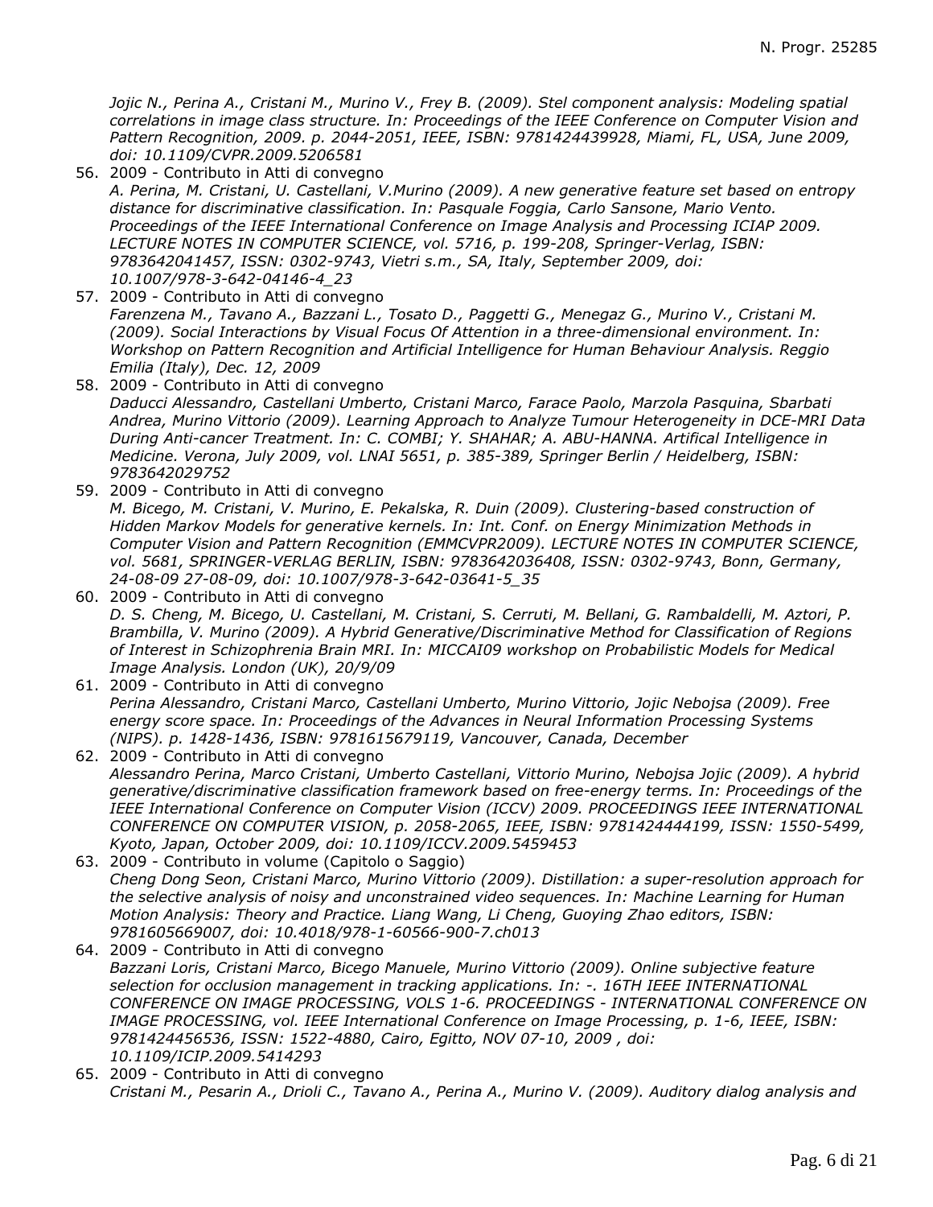*Jojic N., Perina A., Cristani M., Murino V., Frey B. (2009). Stel component analysis: Modeling spatial correlations in image class structure. In: Proceedings of the IEEE Conference on Computer Vision and Pattern Recognition, 2009. p. 2044-2051, IEEE, ISBN: 9781424439928, Miami, FL, USA, June 2009, doi: 10.1109/CVPR.2009.5206581*

56. 2009 - Contributo in Atti di convegno
    *A. Perina, M. Cristani, U. Castellani, V.Murino (2009). A new generative feature set based on entropy distance for discriminative classification. In: Pasquale Foggia, Carlo Sansone, Mario Vento. Proceedings of the IEEE International Conference on Image Analysis and Processing ICIAP 2009. LECTURE NOTES IN COMPUTER SCIENCE, vol. 5716, p. 199-208, Springer-Verlag, ISBN: 9783642041457, ISSN: 0302-9743, Vietri s.m., SA, Italy, September 2009, doi: 10.1007/978-3-642-04146-4_23*
57. 2009 - Contributo in Atti di convegno
    *Farenzena M., Tavano A., Bazzani L., Tosato D., Paggetti G., Menegaz G., Murino V., Cristani M. (2009). Social Interactions by Visual Focus Of Attention in a three-dimensional environment. In: Workshop on Pattern Recognition and Artificial Intelligence for Human Behaviour Analysis. Reggio Emilia (Italy), Dec. 12, 2009*
58. 2009 - Contributo in Atti di convegno
    *Daducci Alessandro, Castellani Umberto, Cristani Marco, Farace Paolo, Marzola Pasquina, Sbarbati Andrea, Murino Vittorio (2009). Learning Approach to Analyze Tumour Heterogeneity in DCE-MRI Data During Anti-cancer Treatment. In: C. COMBI; Y. SHAHAR; A. ABU-HANNA. Artifical Intelligence in Medicine. Verona, July 2009, vol. LNAI 5651, p. 385-389, Springer Berlin / Heidelberg, ISBN: 9783642029752*
59. 2009 - Contributo in Atti di convegno
    *M. Bicego, M. Cristani, V. Murino, E. Pekalska, R. Duin (2009). Clustering-based construction of Hidden Markov Models for generative kernels. In: Int. Conf. on Energy Minimization Methods in Computer Vision and Pattern Recognition (EMMCVPR2009). LECTURE NOTES IN COMPUTER SCIENCE, vol. 5681, SPRINGER-VERLAG BERLIN, ISBN: 9783642036408, ISSN: 0302-9743, Bonn, Germany, 24-08-09 27-08-09, doi: 10.1007/978-3-642-03641-5_35*
60. 2009 - Contributo in Atti di convegno
    *D. S. Cheng, M. Bicego, U. Castellani, M. Cristani, S. Cerruti, M. Bellani, G. Rambaldelli, M. Aztori, P. Brambilla, V. Murino (2009). A Hybrid Generative/Discriminative Method for Classification of Regions of Interest in Schizophrenia Brain MRI. In: MICCAI09 workshop on Probabilistic Models for Medical Image Analysis. London (UK), 20/9/09*
61. 2009 - Contributo in Atti di convegno
    *Perina Alessandro, Cristani Marco, Castellani Umberto, Murino Vittorio, Jojic Nebojsa (2009). Free energy score space. In: Proceedings of the Advances in Neural Information Processing Systems (NIPS). p. 1428-1436, ISBN: 9781615679119, Vancouver, Canada, December*
62. 2009 - Contributo in Atti di convegno
    *Alessandro Perina, Marco Cristani, Umberto Castellani, Vittorio Murino, Nebojsa Jojic (2009). A hybrid generative/discriminative classification framework based on free-energy terms. In: Proceedings of the IEEE International Conference on Computer Vision (ICCV) 2009. PROCEEDINGS IEEE INTERNATIONAL CONFERENCE ON COMPUTER VISION, p. 2058-2065, IEEE, ISBN: 9781424444199, ISSN: 1550-5499, Kyoto, Japan, October 2009, doi: 10.1109/ICCV.2009.5459453*
63. 2009 - Contributo in volume (Capitolo o Saggio)
    *Cheng Dong Seon, Cristani Marco, Murino Vittorio (2009). Distillation: a super-resolution approach for the selective analysis of noisy and unconstrained video sequences. In: Machine Learning for Human Motion Analysis: Theory and Practice. Liang Wang, Li Cheng, Guoying Zhao editors, ISBN: 9781605669007, doi: 10.4018/978-1-60566-900-7.ch013*
64. 2009 - Contributo in Atti di convegno
    *Bazzani Loris, Cristani Marco, Bicego Manuele, Murino Vittorio (2009). Online subjective feature selection for occlusion management in tracking applications. In: -. 16TH IEEE INTERNATIONAL CONFERENCE ON IMAGE PROCESSING, VOLS 1-6. PROCEEDINGS - INTERNATIONAL CONFERENCE ON IMAGE PROCESSING, vol. IEEE International Conference on Image Processing, p. 1-6, IEEE, ISBN: 9781424456536, ISSN: 1522-4880, Cairo, Egitto, NOV 07-10, 2009 , doi: 10.1109/ICIP.2009.5414293*
65. 2009 - Contributo in Atti di convegno
    *Cristani M., Pesarin A., Drioli C., Tavano A., Perina A., Murino V. (2009). Auditory dialog analysis and*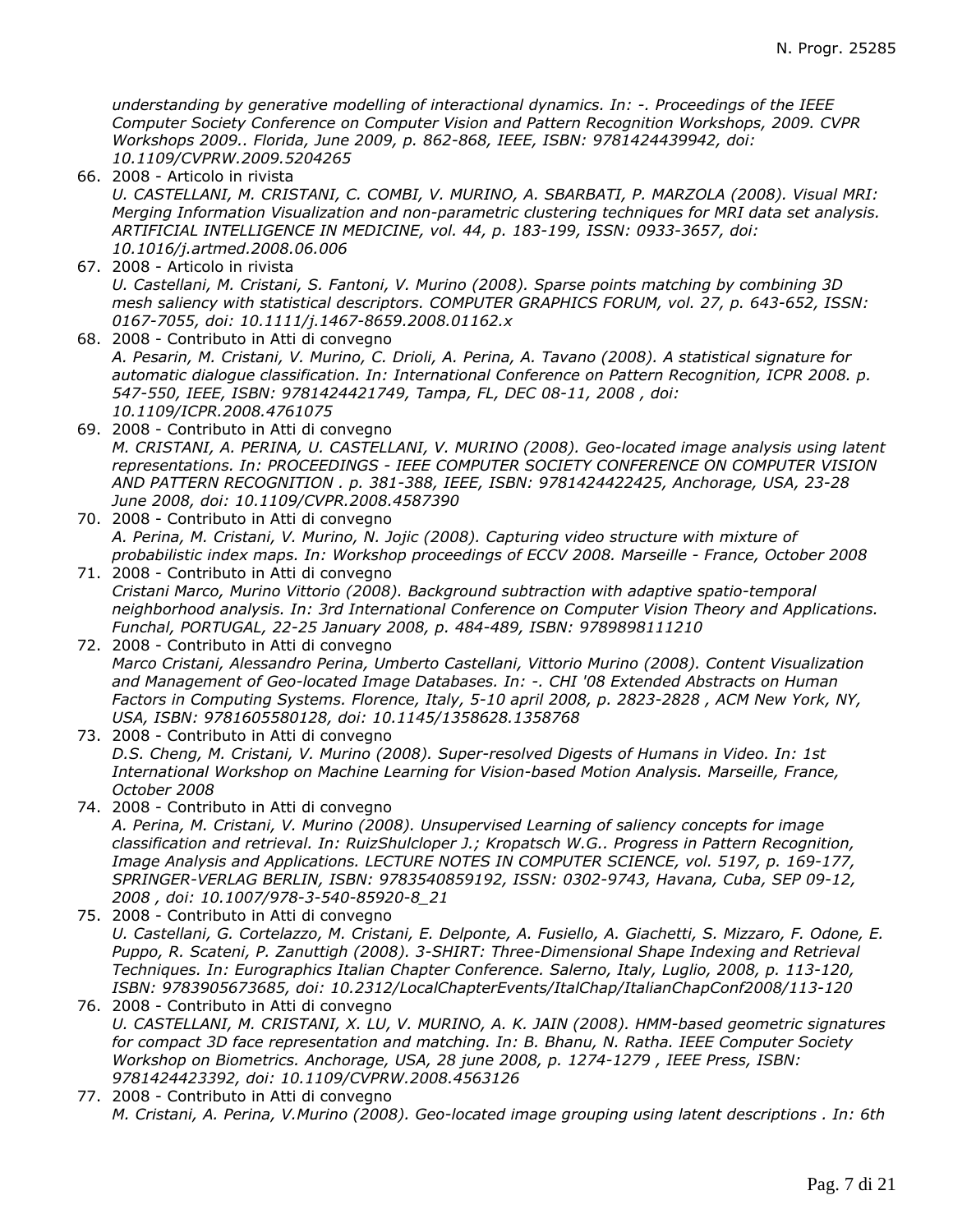*understanding by generative modelling of interactional dynamics. In: -. Proceedings of the IEEE Computer Society Conference on Computer Vision and Pattern Recognition Workshops, 2009. CVPR Workshops 2009.. Florida, June 2009, p. 862-868, IEEE, ISBN: 9781424439942, doi: 10.1109/CVPRW.2009.5204265*

66. 2008 - Articolo in rivista
*U. CASTELLANI, M. CRISTANI, C. COMBI, V. MURINO, A. SBARBATI, P. MARZOLA (2008). Visual MRI: Merging Information Visualization and non-parametric clustering techniques for MRI data set analysis. ARTIFICIAL INTELLIGENCE IN MEDICINE, vol. 44, p. 183-199, ISSN: 0933-3657, doi: 10.1016/j.artmed.2008.06.006*
67. 2008 - Articolo in rivista
*U. Castellani, M. Cristani, S. Fantoni, V. Murino (2008). Sparse points matching by combining 3D mesh saliency with statistical descriptors. COMPUTER GRAPHICS FORUM, vol. 27, p. 643-652, ISSN: 0167-7055, doi: 10.1111/j.1467-8659.2008.01162.x*
68. 2008 - Contributo in Atti di convegno
*A. Pesarin, M. Cristani, V. Murino, C. Drioli, A. Perina, A. Tavano (2008). A statistical signature for automatic dialogue classification. In: International Conference on Pattern Recognition, ICPR 2008. p. 547-550, IEEE, ISBN: 9781424421749, Tampa, FL, DEC 08-11, 2008 , doi: 10.1109/ICPR.2008.4761075*
69. 2008 - Contributo in Atti di convegno
*M. CRISTANI, A. PERINA, U. CASTELLANI, V. MURINO (2008). Geo-located image analysis using latent representations. In: PROCEEDINGS - IEEE COMPUTER SOCIETY CONFERENCE ON COMPUTER VISION AND PATTERN RECOGNITION . p. 381-388, IEEE, ISBN: 9781424422425, Anchorage, USA, 23-28 June 2008, doi: 10.1109/CVPR.2008.4587390*
70. 2008 - Contributo in Atti di convegno
*A. Perina, M. Cristani, V. Murino, N. Jojic (2008). Capturing video structure with mixture of probabilistic index maps. In: Workshop proceedings of ECCV 2008. Marseille - France, October 2008*
71. 2008 - Contributo in Atti di convegno
*Cristani Marco, Murino Vittorio (2008). Background subtraction with adaptive spatio-temporal neighborhood analysis. In: 3rd International Conference on Computer Vision Theory and Applications. Funchal, PORTUGAL, 22-25 January 2008, p. 484-489, ISBN: 9789898111210*
72. 2008 - Contributo in Atti di convegno
*Marco Cristani, Alessandro Perina, Umberto Castellani, Vittorio Murino (2008). Content Visualization and Management of Geo-located Image Databases. In: -. CHI '08 Extended Abstracts on Human Factors in Computing Systems. Florence, Italy, 5-10 april 2008, p. 2823-2828 , ACM New York, NY, USA, ISBN: 9781605580128, doi: 10.1145/1358628.1358768*
73. 2008 - Contributo in Atti di convegno
*D.S. Cheng, M. Cristani, V. Murino (2008). Super-resolved Digests of Humans in Video. In: 1st International Workshop on Machine Learning for Vision-based Motion Analysis. Marseille, France, October 2008*
74. 2008 - Contributo in Atti di convegno
*A. Perina, M. Cristani, V. Murino (2008). Unsupervised Learning of saliency concepts for image classification and retrieval. In: RuizShulcloper J.; Kropatsch W.G.. Progress in Pattern Recognition, Image Analysis and Applications. LECTURE NOTES IN COMPUTER SCIENCE, vol. 5197, p. 169-177, SPRINGER-VERLAG BERLIN, ISBN: 9783540859192, ISSN: 0302-9743, Havana, Cuba, SEP 09-12, 2008 , doi: 10.1007/978-3-540-85920-8_21*
75. 2008 - Contributo in Atti di convegno
*U. Castellani, G. Cortelazzo, M. Cristani, E. Delponte, A. Fusiello, A. Giachetti, S. Mizzaro, F. Odone, E. Puppo, R. Scateni, P. Zanuttigh (2008). 3-SHIRT: Three-Dimensional Shape Indexing and Retrieval Techniques. In: Eurographics Italian Chapter Conference. Salerno, Italy, Luglio, 2008, p. 113-120, ISBN: 9783905673685, doi: 10.2312/LocalChapterEvents/ItalChap/ItalianChapConf2008/113-120*
76. 2008 - Contributo in Atti di convegno
*U. CASTELLANI, M. CRISTANI, X. LU, V. MURINO, A. K. JAIN (2008). HMM-based geometric signatures for compact 3D face representation and matching. In: B. Bhanu, N. Ratha. IEEE Computer Society Workshop on Biometrics. Anchorage, USA, 28 june 2008, p. 1274-1279 , IEEE Press, ISBN: 9781424423392, doi: 10.1109/CVPRW.2008.4563126*
77. 2008 - Contributo in Atti di convegno
*M. Cristani, A. Perina, V.Murino (2008). Geo-located image grouping using latent descriptions . In: 6th*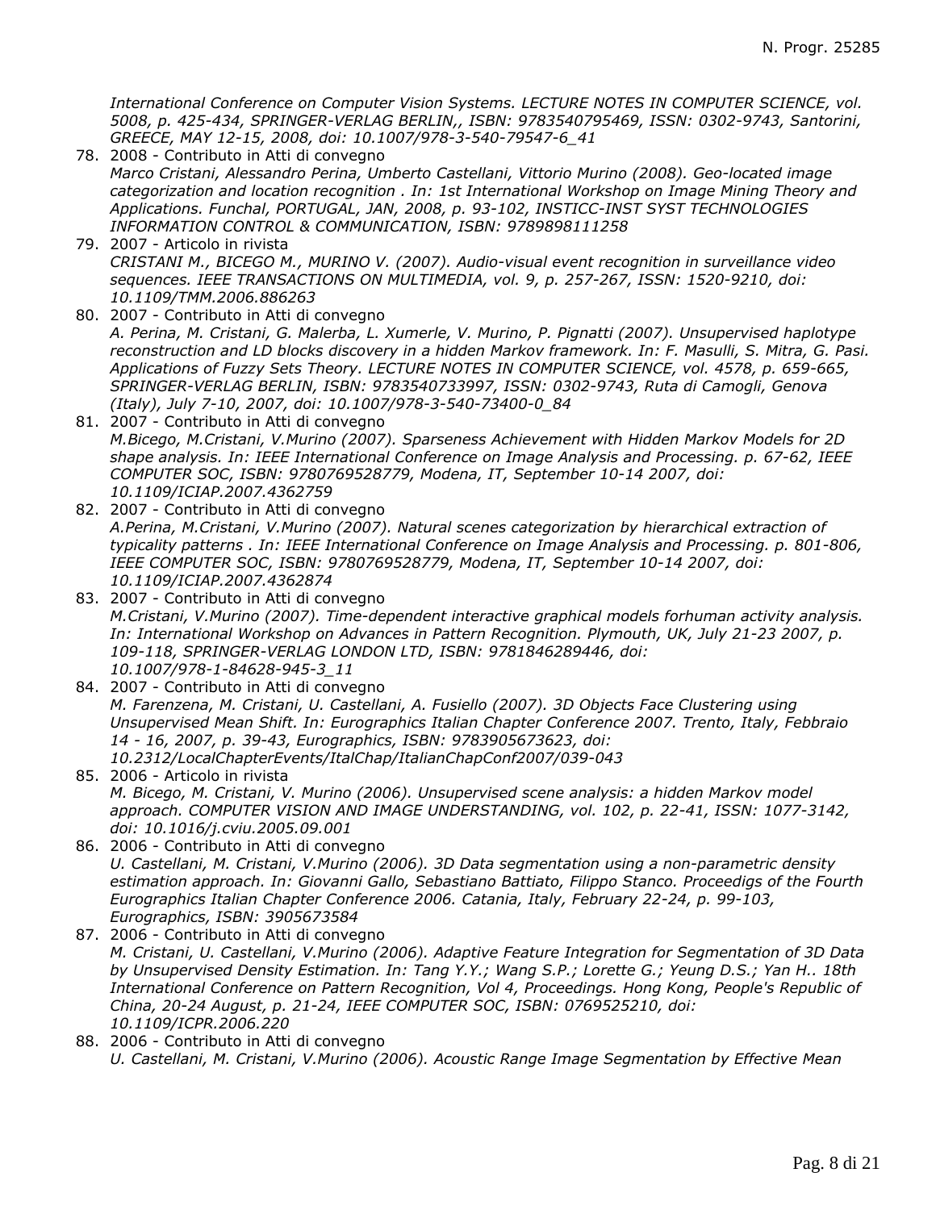*International Conference on Computer Vision Systems. LECTURE NOTES IN COMPUTER SCIENCE, vol. 5008, p. 425-434, SPRINGER-VERLAG BERLIN,, ISBN: 9783540795469, ISSN: 0302-9743, Santorini, GREECE, MAY 12-15, 2008, doi: 10.1007/978-3-540-79547-6_41*

78. 2008 - Contributo in Atti di convegno
*Marco Cristani, Alessandro Perina, Umberto Castellani, Vittorio Murino (2008). Geo-located image categorization and location recognition . In: 1st International Workshop on Image Mining Theory and Applications. Funchal, PORTUGAL, JAN, 2008, p. 93-102, INSTICC-INST SYST TECHNOLOGIES INFORMATION CONTROL & COMMUNICATION, ISBN: 9789898111258*
79. 2007 - Articolo in rivista
*CRISTANI M., BICEGO M., MURINO V. (2007). Audio-visual event recognition in surveillance video sequences. IEEE TRANSACTIONS ON MULTIMEDIA, vol. 9, p. 257-267, ISSN: 1520-9210, doi: 10.1109/TMM.2006.886263*
80. 2007 - Contributo in Atti di convegno
*A. Perina, M. Cristani, G. Malerba, L. Xumerle, V. Murino, P. Pignatti (2007). Unsupervised haplotype reconstruction and LD blocks discovery in a hidden Markov framework. In: F. Masulli, S. Mitra, G. Pasi. Applications of Fuzzy Sets Theory. LECTURE NOTES IN COMPUTER SCIENCE, vol. 4578, p. 659-665, SPRINGER-VERLAG BERLIN, ISBN: 9783540733997, ISSN: 0302-9743, Ruta di Camogli, Genova (Italy), July 7-10, 2007, doi: 10.1007/978-3-540-73400-0_84*
81. 2007 - Contributo in Atti di convegno
*M.Bicego, M.Cristani, V.Murino (2007). Sparseness Achievement with Hidden Markov Models for 2D shape analysis. In: IEEE International Conference on Image Analysis and Processing. p. 67-62, IEEE COMPUTER SOC, ISBN: 9780769528779, Modena, IT, September 10-14 2007, doi: 10.1109/ICIAP.2007.4362759*
82. 2007 - Contributo in Atti di convegno
*A.Perina, M.Cristani, V.Murino (2007). Natural scenes categorization by hierarchical extraction of typicality patterns . In: IEEE International Conference on Image Analysis and Processing. p. 801-806, IEEE COMPUTER SOC, ISBN: 9780769528779, Modena, IT, September 10-14 2007, doi: 10.1109/ICIAP.2007.4362874*
83. 2007 - Contributo in Atti di convegno
*M.Cristani, V.Murino (2007). Time-dependent interactive graphical models forhuman activity analysis. In: International Workshop on Advances in Pattern Recognition. Plymouth, UK, July 21-23 2007, p. 109-118, SPRINGER-VERLAG LONDON LTD, ISBN: 9781846289446, doi: 10.1007/978-1-84628-945-3_11*
84. 2007 - Contributo in Atti di convegno
*M. Farenzena, M. Cristani, U. Castellani, A. Fusiello (2007). 3D Objects Face Clustering using Unsupervised Mean Shift. In: Eurographics Italian Chapter Conference 2007. Trento, Italy, Febbraio 14 - 16, 2007, p. 39-43, Eurographics, ISBN: 9783905673623, doi: 10.2312/LocalChapterEvents/ItalChap/ItalianChapConf2007/039-043*
85. 2006 - Articolo in rivista
*M. Bicego, M. Cristani, V. Murino (2006). Unsupervised scene analysis: a hidden Markov model approach. COMPUTER VISION AND IMAGE UNDERSTANDING, vol. 102, p. 22-41, ISSN: 1077-3142, doi: 10.1016/j.cviu.2005.09.001*
86. 2006 - Contributo in Atti di convegno
*U. Castellani, M. Cristani, V.Murino (2006). 3D Data segmentation using a non-parametric density estimation approach. In: Giovanni Gallo, Sebastiano Battiato, Filippo Stanco. Proceedigs of the Fourth Eurographics Italian Chapter Conference 2006. Catania, Italy, February 22-24, p. 99-103, Eurographics, ISBN: 3905673584*
87. 2006 - Contributo in Atti di convegno
*M. Cristani, U. Castellani, V.Murino (2006). Adaptive Feature Integration for Segmentation of 3D Data by Unsupervised Density Estimation. In: Tang Y.Y.; Wang S.P.; Lorette G.; Yeung D.S.; Yan H.. 18th International Conference on Pattern Recognition, Vol 4, Proceedings. Hong Kong, People's Republic of China, 20-24 August, p. 21-24, IEEE COMPUTER SOC, ISBN: 0769525210, doi: 10.1109/ICPR.2006.220*
88. 2006 - Contributo in Atti di convegno
*U. Castellani, M. Cristani, V.Murino (2006). Acoustic Range Image Segmentation by Effective Mean*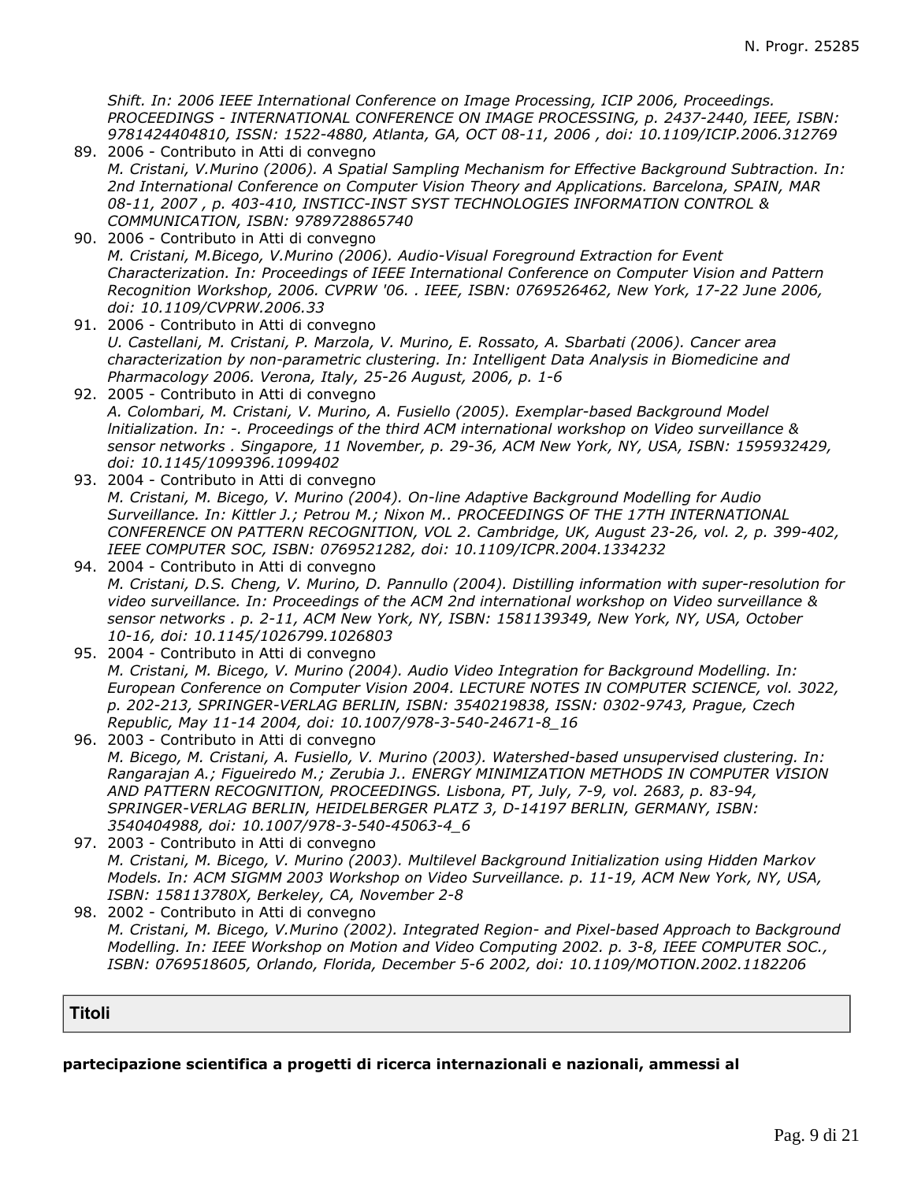*Shift. In: 2006 IEEE International Conference on Image Processing, ICIP 2006, Proceedings. PROCEEDINGS - INTERNATIONAL CONFERENCE ON IMAGE PROCESSING, p. 2437-2440, IEEE, ISBN: 9781424404810, ISSN: 1522-4880, Atlanta, GA, OCT 08-11, 2006 , doi: 10.1109/ICIP.2006.312769*

89. 2006 - Contributo in Atti di convegno
*M. Cristani, V.Murino (2006). A Spatial Sampling Mechanism for Effective Background Subtraction. In: 2nd International Conference on Computer Vision Theory and Applications. Barcelona, SPAIN, MAR 08-11, 2007 , p. 403-410, INSTICC-INST SYST TECHNOLOGIES INFORMATION CONTROL & COMMUNICATION, ISBN: 9789728865740*
90. 2006 - Contributo in Atti di convegno
*M. Cristani, M.Bicego, V.Murino (2006). Audio-Visual Foreground Extraction for Event Characterization. In: Proceedings of IEEE International Conference on Computer Vision and Pattern Recognition Workshop, 2006. CVPRW '06. . IEEE, ISBN: 0769526462, New York, 17-22 June 2006, doi: 10.1109/CVPRW.2006.33*
91. 2006 - Contributo in Atti di convegno
*U. Castellani, M. Cristani, P. Marzola, V. Murino, E. Rossato, A. Sbarbati (2006). Cancer area characterization by non-parametric clustering. In: Intelligent Data Analysis in Biomedicine and Pharmacology 2006. Verona, Italy, 25-26 August, 2006, p. 1-6*
92. 2005 - Contributo in Atti di convegno
*A. Colombari, M. Cristani, V. Murino, A. Fusiello (2005). Exemplar-based Background Model lnitialization. In: -. Proceedings of the third ACM international workshop on Video surveillance & sensor networks . Singapore, 11 November, p. 29-36, ACM New York, NY, USA, ISBN: 1595932429, doi: 10.1145/1099396.1099402*
93. 2004 - Contributo in Atti di convegno
*M. Cristani, M. Bicego, V. Murino (2004). On-line Adaptive Background Modelling for Audio Surveillance. In: Kittler J.; Petrou M.; Nixon M.. PROCEEDINGS OF THE 17TH INTERNATIONAL CONFERENCE ON PATTERN RECOGNITION, VOL 2. Cambridge, UK, August 23-26, vol. 2, p. 399-402, IEEE COMPUTER SOC, ISBN: 0769521282, doi: 10.1109/ICPR.2004.1334232*
94. 2004 - Contributo in Atti di convegno
*M. Cristani, D.S. Cheng, V. Murino, D. Pannullo (2004). Distilling information with super-resolution for video surveillance. In: Proceedings of the ACM 2nd international workshop on Video surveillance & sensor networks . p. 2-11, ACM New York, NY, ISBN: 1581139349, New York, NY, USA, October 10-16, doi: 10.1145/1026799.1026803*
95. 2004 - Contributo in Atti di convegno
*M. Cristani, M. Bicego, V. Murino (2004). Audio Video Integration for Background Modelling. In: European Conference on Computer Vision 2004. LECTURE NOTES IN COMPUTER SCIENCE, vol. 3022, p. 202-213, SPRINGER-VERLAG BERLIN, ISBN: 3540219838, ISSN: 0302-9743, Prague, Czech Republic, May 11-14 2004, doi: 10.1007/978-3-540-24671-8_16*
96. 2003 - Contributo in Atti di convegno
*M. Bicego, M. Cristani, A. Fusiello, V. Murino (2003). Watershed-based unsupervised clustering. In: Rangarajan A.; Figueiredo M.; Zerubia J.. ENERGY MINIMIZATION METHODS IN COMPUTER VISION AND PATTERN RECOGNITION, PROCEEDINGS. Lisbona, PT, July, 7-9, vol. 2683, p. 83-94, SPRINGER-VERLAG BERLIN, HEIDELBERGER PLATZ 3, D-14197 BERLIN, GERMANY, ISBN: 3540404988, doi: 10.1007/978-3-540-45063-4_6*
97. 2003 - Contributo in Atti di convegno
*M. Cristani, M. Bicego, V. Murino (2003). Multilevel Background Initialization using Hidden Markov Models. In: ACM SIGMM 2003 Workshop on Video Surveillance. p. 11-19, ACM New York, NY, USA, ISBN: 158113780X, Berkeley, CA, November 2-8*
98. 2002 - Contributo in Atti di convegno
*M. Cristani, M. Bicego, V.Murino (2002). Integrated Region- and Pixel-based Approach to Background Modelling. In: IEEE Workshop on Motion and Video Computing 2002. p. 3-8, IEEE COMPUTER SOC., ISBN: 0769518605, Orlando, Florida, December 5-6 2002, doi: 10.1109/MOTION.2002.1182206*

## Titoli

**partecipazione scientifica a progetti di ricerca internazionali e nazionali, ammessi al**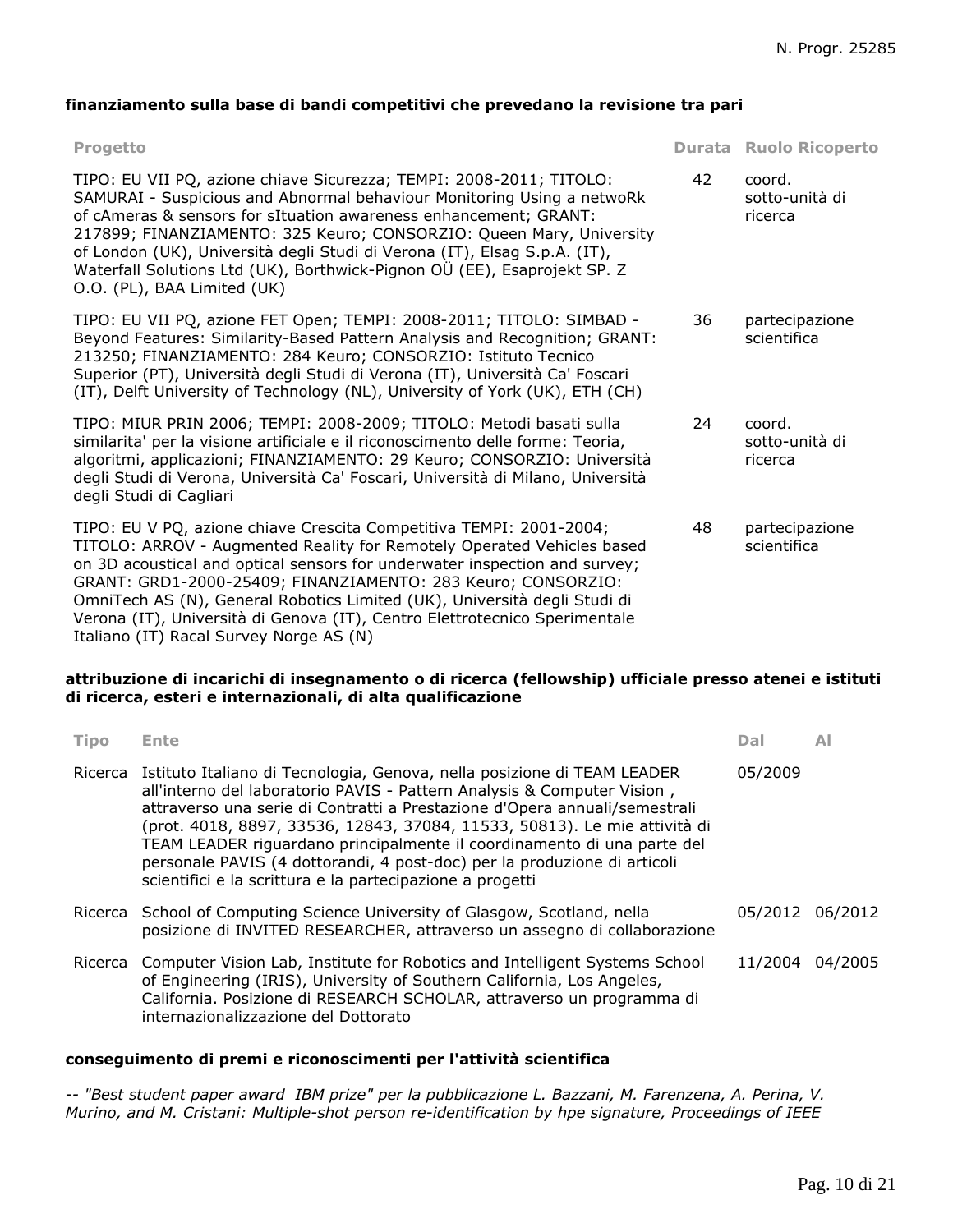**finanziamento sulla base di bandi competitivi che prevedano la revisione tra pari**

| Progetto | Durata | Ruolo Ricoperto |
|---|---|---|
| TIPO: EU VII PQ, azione chiave Sicurezza; TEMPI: 2008-2011; TITOLO: SAMURAI - Suspicious and Abnormal behaviour Monitoring Using a netwoRk of cAmeras & sensors for sItuation awareness enhancement; GRANT: 217899; FINANZIAMENTO: 325 Keuro; CONSORZIO: Queen Mary, University of London (UK), Università degli Studi di Verona (IT), Elsag S.p.A. (IT), Waterfall Solutions Ltd (UK), Borthwick-Pignon OÜ (EE), Esaprojekt SP. Z O.O. (PL), BAA Limited (UK) | 42 | coord. sotto-unità di ricerca |
| TIPO: EU VII PQ, azione FET Open; TEMPI: 2008-2011; TITOLO: SIMBAD - Beyond Features: Similarity-Based Pattern Analysis and Recognition; GRANT: 213250; FINANZIAMENTO: 284 Keuro; CONSORZIO: Istituto Tecnico Superior (PT), Università degli Studi di Verona (IT), Università Ca' Foscari (IT), Delft University of Technology (NL), University of York (UK), ETH (CH) | 36 | partecipazione scientifica |
| TIPO: MIUR PRIN 2006; TEMPI: 2008-2009; TITOLO: Metodi basati sulla similarita' per la visione artificiale e il riconoscimento delle forme: Teoria, algoritmi, applicazioni; FINANZIAMENTO: 29 Keuro; CONSORZIO: Università degli Studi di Verona, Università Ca' Foscari, Università di Milano, Università degli Studi di Cagliari | 24 | coord. sotto-unità di ricerca |
| TIPO: EU V PQ, azione chiave Crescita Competitiva TEMPI: 2001-2004; TITOLO: ARROV - Augmented Reality for Remotely Operated Vehicles based on 3D acoustical and optical sensors for underwater inspection and survey; GRANT: GRD1-2000-25409; FINANZIAMENTO: 283 Keuro; CONSORZIO: OmniTech AS (N), General Robotics Limited (UK), Università degli Studi di Verona (IT), Università di Genova (IT), Centro Elettrotecnico Sperimentale Italiano (IT) Racal Survey Norge AS (N) | 48 | partecipazione scientifica |

**attribuzione di incarichi di insegnamento o di ricerca (fellowship) ufficiale presso atenei e istituti di ricerca, esteri e internazionali, di alta qualificazione**

| Tipo | Ente | Dal | Al |
|---|---|---|---|
| Ricerca | Istituto Italiano di Tecnologia, Genova, nella posizione di TEAM LEADER all'interno del laboratorio PAVIS - Pattern Analysis & Computer Vision , attraverso una serie di Contratti a Prestazione d'Opera annuali/semestrali (prot. 4018, 8897, 33536, 12843, 37084, 11533, 50813). Le mie attività di TEAM LEADER riguardano principalmente il coordinamento di una parte del personale PAVIS (4 dottorandi, 4 post-doc) per la produzione di articoli scientifici e la scrittura e la partecipazione a progetti | 05/2009 | |
| Ricerca | School of Computing Science University of Glasgow, Scotland, nella posizione di INVITED RESEARCHER, attraverso un assegno di collaborazione | 05/2012 | 06/2012 |
| Ricerca | Computer Vision Lab, Institute for Robotics and Intelligent Systems School of Engineering (IRIS), University of Southern California, Los Angeles, California. Posizione di RESEARCH SCHOLAR, attraverso un programma di internazionalizzazione del Dottorato | 11/2004 | 04/2005 |

**conseguimento di premi e riconoscimenti per l'attività scientifica**

*-- "Best student paper award IBM prize" per la pubblicazione L. Bazzani, M. Farenzena, A. Perina, V. Murino, and M. Cristani: Multiple-shot person re-identification by hpe signature, Proceedings of IEEE*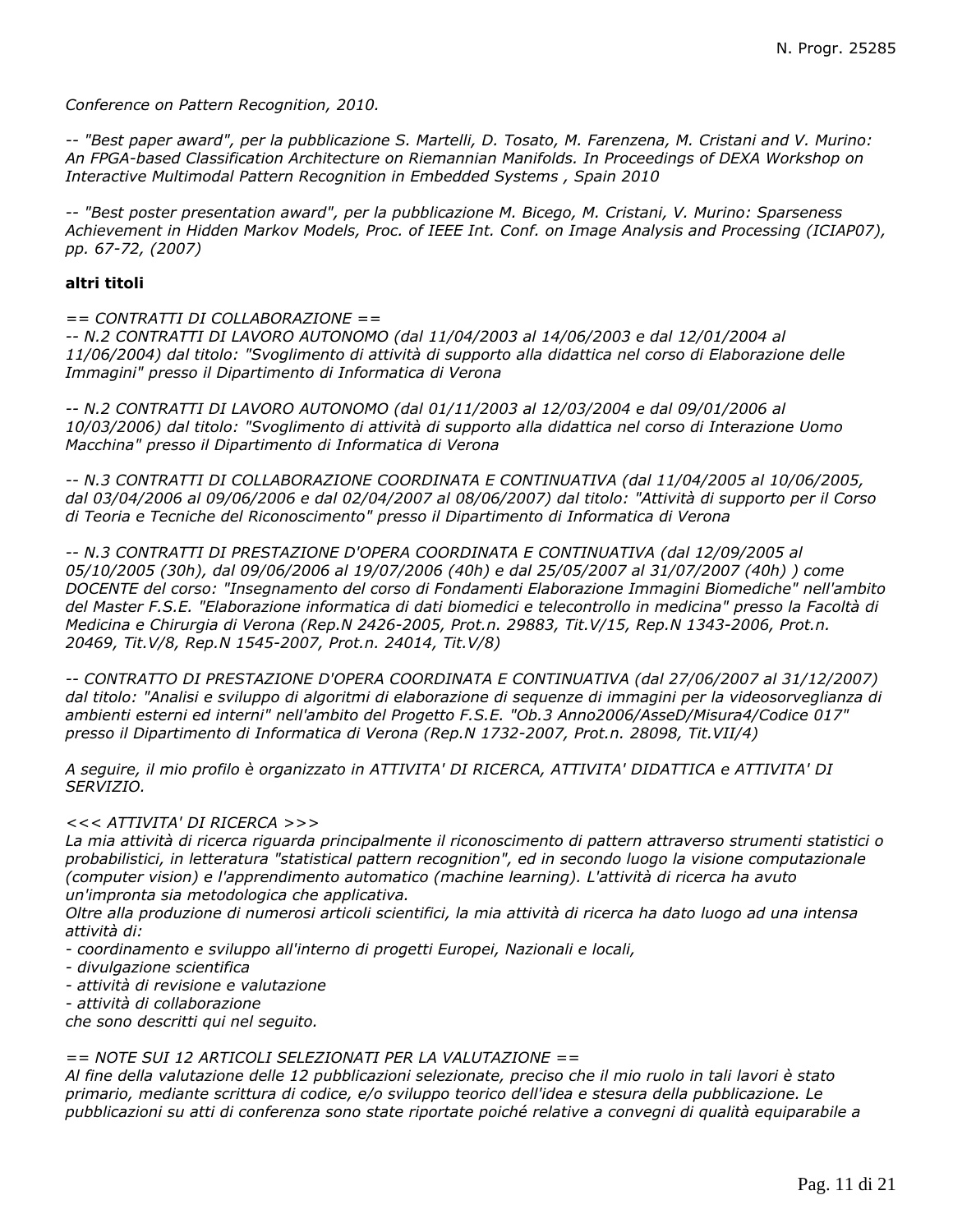*Conference on Pattern Recognition, 2010.*

*-- "Best paper award", per la pubblicazione S. Martelli, D. Tosato, M. Farenzena, M. Cristani and V. Murino: An FPGA-based Classification Architecture on Riemannian Manifolds. In Proceedings of DEXA Workshop on Interactive Multimodal Pattern Recognition in Embedded Systems , Spain 2010*

*-- "Best poster presentation award", per la pubblicazione M. Bicego, M. Cristani, V. Murino: Sparseness Achievement in Hidden Markov Models, Proc. of IEEE Int. Conf. on Image Analysis and Processing (ICIAP07), pp. 67-72, (2007)*

**altri titoli**

*== CONTRATTI DI COLLABORAZIONE ==*
*-- N.2 CONTRATTI DI LAVORO AUTONOMO (dal 11/04/2003 al 14/06/2003 e dal 12/01/2004 al 11/06/2004) dal titolo: "Svoglimento di attività di supporto alla didattica nel corso di Elaborazione delle Immagini" presso il Dipartimento di Informatica di Verona*

*-- N.2 CONTRATTI DI LAVORO AUTONOMO (dal 01/11/2003 al 12/03/2004 e dal 09/01/2006 al 10/03/2006) dal titolo: "Svoglimento di attività di supporto alla didattica nel corso di Interazione Uomo Macchina" presso il Dipartimento di Informatica di Verona*

*-- N.3 CONTRATTI DI COLLABORAZIONE COORDINATA E CONTINUATIVA (dal 11/04/2005 al 10/06/2005, dal 03/04/2006 al 09/06/2006 e dal 02/04/2007 al 08/06/2007) dal titolo: "Attività di supporto per il Corso di Teoria e Tecniche del Riconoscimento" presso il Dipartimento di Informatica di Verona*

*-- N.3 CONTRATTI DI PRESTAZIONE D'OPERA COORDINATA E CONTINUATIVA (dal 12/09/2005 al 05/10/2005 (30h), dal 09/06/2006 al 19/07/2006 (40h) e dal 25/05/2007 al 31/07/2007 (40h) ) come DOCENTE del corso: "Insegnamento del corso di Fondamenti Elaborazione Immagini Biomediche" nell'ambito del Master F.S.E. "Elaborazione informatica di dati biomedici e telecontrollo in medicina" presso la Facoltà di Medicina e Chirurgia di Verona (Rep.N 2426-2005, Prot.n. 29883, Tit.V/15, Rep.N 1343-2006, Prot.n. 20469, Tit.V/8, Rep.N 1545-2007, Prot.n. 24014, Tit.V/8)*

*-- CONTRATTO DI PRESTAZIONE D'OPERA COORDINATA E CONTINUATIVA (dal 27/06/2007 al 31/12/2007) dal titolo: "Analisi e sviluppo di algoritmi di elaborazione di sequenze di immagini per la videosorveglianza di ambienti esterni ed interni" nell'ambito del Progetto F.S.E. "Ob.3 Anno2006/AsseD/Misura4/Codice 017" presso il Dipartimento di Informatica di Verona (Rep.N 1732-2007, Prot.n. 28098, Tit.VII/4)*

*A seguire, il mio profilo è organizzato in ATTIVITA' DI RICERCA, ATTIVITA' DIDATTICA e ATTIVITA' DI SERVIZIO.*

*<<< ATTIVITA' DI RICERCA >>>*
*La mia attività di ricerca riguarda principalmente il riconoscimento di pattern attraverso strumenti statistici o probabilistici, in letteratura "statistical pattern recognition", ed in secondo luogo la visione computazionale (computer vision) e l'apprendimento automatico (machine learning). L'attività di ricerca ha avuto un'impronta sia metodologica che applicativa.*
*Oltre alla produzione di numerosi articoli scientifici, la mia attività di ricerca ha dato luogo ad una intensa attività di:*
*- coordinamento e sviluppo all'interno di progetti Europei, Nazionali e locali,*
*- divulgazione scientifica*
*- attività di revisione e valutazione*
*- attività di collaborazione*
*che sono descritti qui nel seguito.*

*== NOTE SUI 12 ARTICOLI SELEZIONATI PER LA VALUTAZIONE ==*
*Al fine della valutazione delle 12 pubblicazioni selezionate, preciso che il mio ruolo in tali lavori è stato primario, mediante scrittura di codice, e/o sviluppo teorico dell'idea e stesura della pubblicazione. Le pubblicazioni su atti di conferenza sono state riportate poiché relative a convegni di qualità equiparabile a*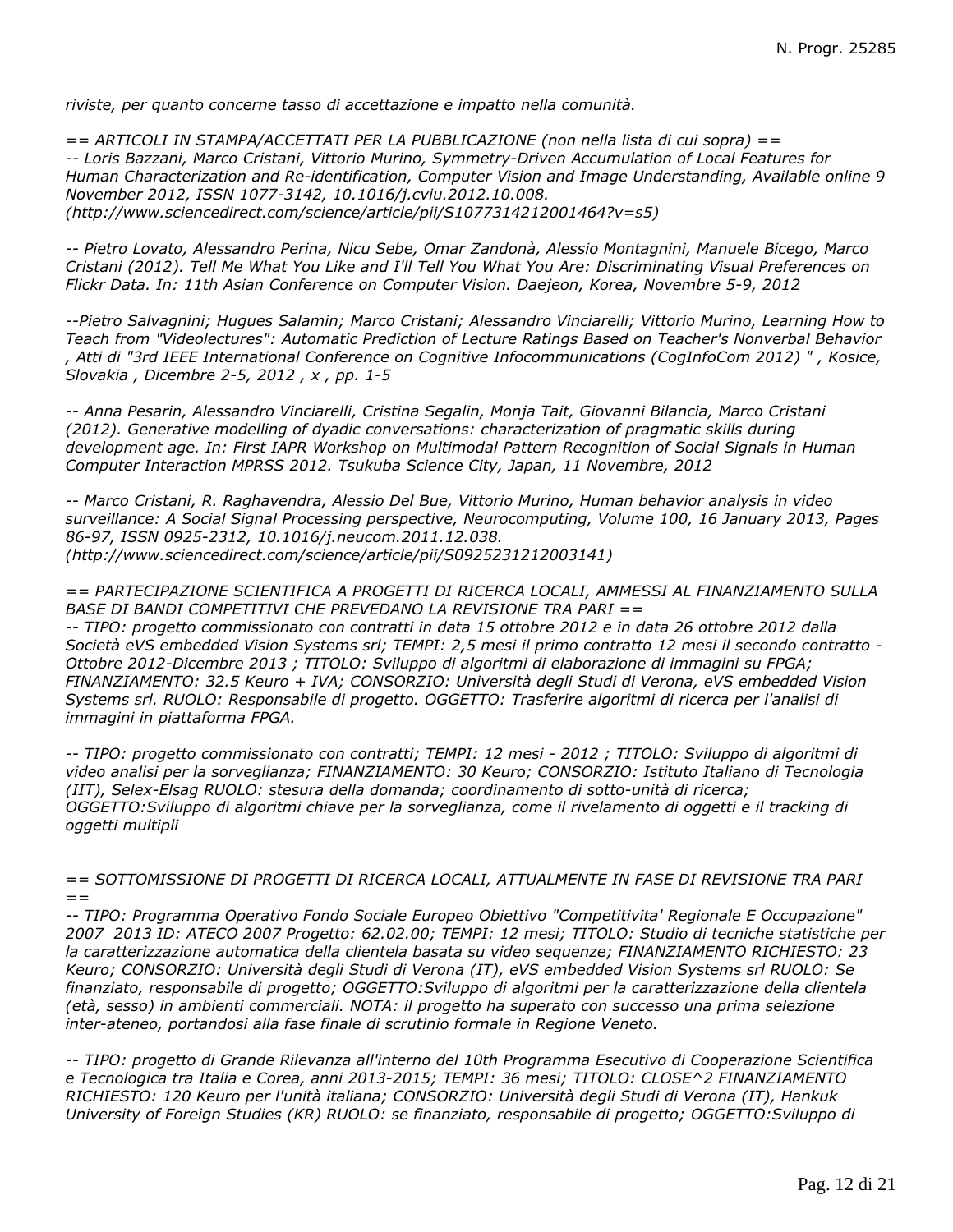*riviste, per quanto concerne tasso di accettazione e impatto nella comunità.*

*== ARTICOLI IN STAMPA/ACCETTATI PER LA PUBBLICAZIONE (non nella lista di cui sopra) ==*
*-- Loris Bazzani, Marco Cristani, Vittorio Murino, Symmetry-Driven Accumulation of Local Features for Human Characterization and Re-identification, Computer Vision and Image Understanding, Available online 9 November 2012, ISSN 1077-3142, 10.1016/j.cviu.2012.10.008.*
*(http://www.sciencedirect.com/science/article/pii/S1077314212001464?v=s5)*

*-- Pietro Lovato, Alessandro Perina, Nicu Sebe, Omar Zandonà, Alessio Montagnini, Manuele Bicego, Marco Cristani (2012). Tell Me What You Like and I'll Tell You What You Are: Discriminating Visual Preferences on Flickr Data. In: 11th Asian Conference on Computer Vision. Daejeon, Korea, Novembre 5-9, 2012*

*--Pietro Salvagnini; Hugues Salamin; Marco Cristani; Alessandro Vinciarelli; Vittorio Murino, Learning How to Teach from "Videolectures": Automatic Prediction of Lecture Ratings Based on Teacher's Nonverbal Behavior , Atti di "3rd IEEE International Conference on Cognitive Infocommunications (CogInfoCom 2012) " , Kosice, Slovakia , Dicembre 2-5, 2012 , x , pp. 1-5*

*-- Anna Pesarin, Alessandro Vinciarelli, Cristina Segalin, Monja Tait, Giovanni Bilancia, Marco Cristani (2012). Generative modelling of dyadic conversations: characterization of pragmatic skills during development age. In: First IAPR Workshop on Multimodal Pattern Recognition of Social Signals in Human Computer Interaction MPRSS 2012. Tsukuba Science City, Japan, 11 Novembre, 2012*

*-- Marco Cristani, R. Raghavendra, Alessio Del Bue, Vittorio Murino, Human behavior analysis in video surveillance: A Social Signal Processing perspective, Neurocomputing, Volume 100, 16 January 2013, Pages 86-97, ISSN 0925-2312, 10.1016/j.neucom.2011.12.038.*
*(http://www.sciencedirect.com/science/article/pii/S0925231212003141)*

*== PARTECIPAZIONE SCIENTIFICA A PROGETTI DI RICERCA LOCALI, AMMESSI AL FINANZIAMENTO SULLA BASE DI BANDI COMPETITIVI CHE PREVEDANO LA REVISIONE TRA PARI ==*
*-- TIPO: progetto commissionato con contratti in data 15 ottobre 2012 e in data 26 ottobre 2012 dalla Società eVS embedded Vision Systems srl; TEMPI: 2,5 mesi il primo contratto 12 mesi il secondo contratto - Ottobre 2012-Dicembre 2013 ; TITOLO: Sviluppo di algoritmi di elaborazione di immagini su FPGA; FINANZIAMENTO: 32.5 Keuro + IVA; CONSORZIO: Università degli Studi di Verona, eVS embedded Vision Systems srl. RUOLO: Responsabile di progetto. OGGETTO: Trasferire algoritmi di ricerca per l'analisi di immagini in piattaforma FPGA.*

*-- TIPO: progetto commissionato con contratti; TEMPI: 12 mesi - 2012 ; TITOLO: Sviluppo di algoritmi di video analisi per la sorveglianza; FINANZIAMENTO: 30 Keuro; CONSORZIO: Istituto Italiano di Tecnologia (IIT), Selex-Elsag RUOLO: stesura della domanda; coordinamento di sotto-unità di ricerca; OGGETTO:Sviluppo di algoritmi chiave per la sorveglianza, come il rivelamento di oggetti e il tracking di oggetti multipli*

*== SOTTOMISSIONE DI PROGETTI DI RICERCA LOCALI, ATTUALMENTE IN FASE DI REVISIONE TRA PARI ==*
*-- TIPO: Programma Operativo Fondo Sociale Europeo Obiettivo "Competitivita' Regionale E Occupazione" 2007 2013 ID: ATECO 2007 Progetto: 62.02.00; TEMPI: 12 mesi; TITOLO: Studio di tecniche statistiche per la caratterizzazione automatica della clientela basata su video sequenze; FINANZIAMENTO RICHIESTO: 23 Keuro; CONSORZIO: Università degli Studi di Verona (IT), eVS embedded Vision Systems srl RUOLO: Se finanziato, responsabile di progetto; OGGETTO:Sviluppo di algoritmi per la caratterizzazione della clientela (età, sesso) in ambienti commerciali. NOTA: il progetto ha superato con successo una prima selezione inter-ateneo, portandosi alla fase finale di scrutinio formale in Regione Veneto.*

*-- TIPO: progetto di Grande Rilevanza all'interno del 10th Programma Esecutivo di Cooperazione Scientifica e Tecnologica tra Italia e Corea, anni 2013-2015; TEMPI: 36 mesi; TITOLO: CLOSE^2 FINANZIAMENTO RICHIESTO: 120 Keuro per l'unità italiana; CONSORZIO: Università degli Studi di Verona (IT), Hankuk University of Foreign Studies (KR) RUOLO: se finanziato, responsabile di progetto; OGGETTO:Sviluppo di*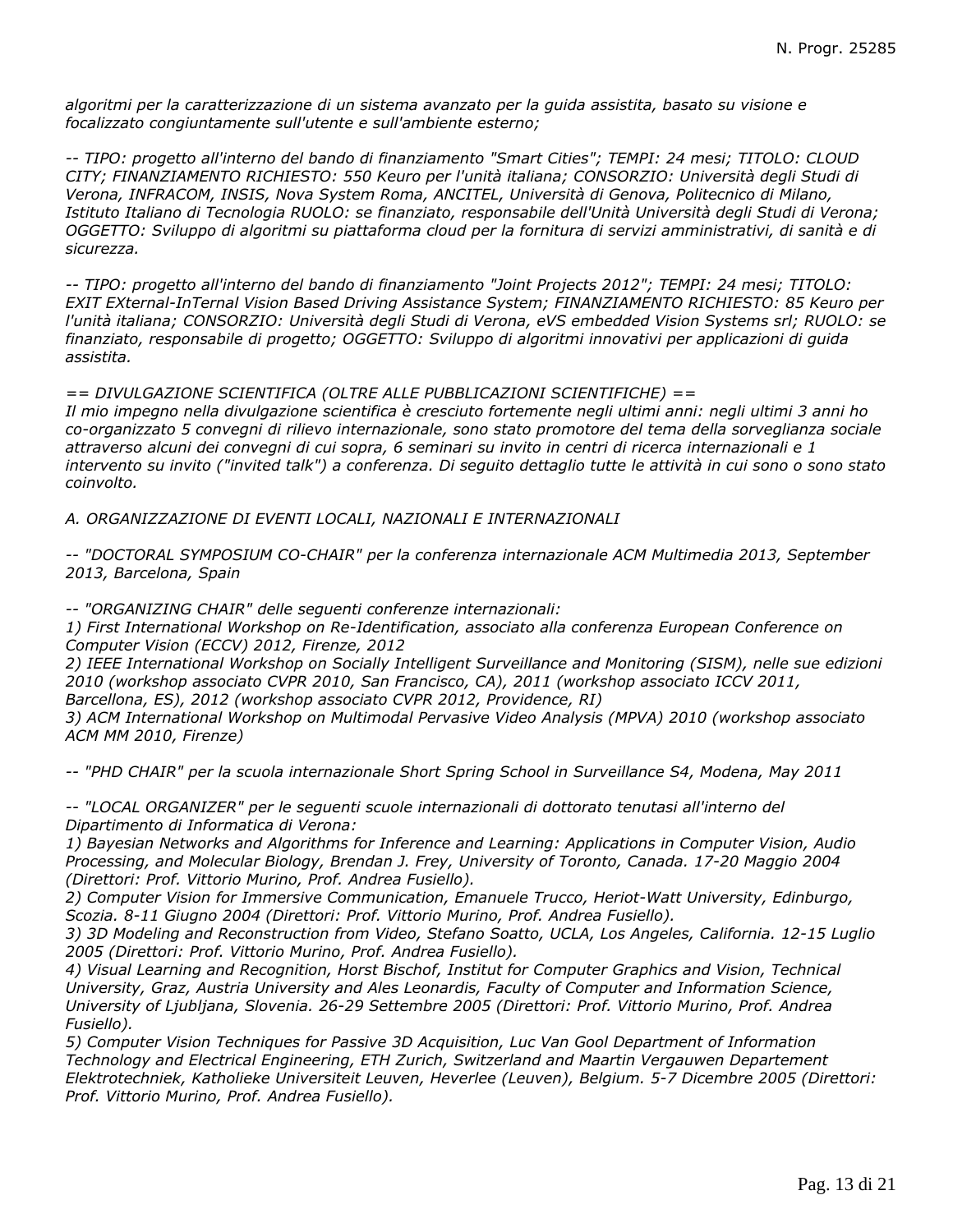*algoritmi per la caratterizzazione di un sistema avanzato per la guida assistita, basato su visione e focalizzato congiuntamente sull'utente e sull'ambiente esterno;*

*-- TIPO: progetto all'interno del bando di finanziamento "Smart Cities"; TEMPI: 24 mesi; TITOLO: CLOUD CITY; FINANZIAMENTO RICHIESTO: 550 Keuro per l'unità italiana; CONSORZIO: Università degli Studi di Verona, INFRACOM, INSIS, Nova System Roma, ANCITEL, Università di Genova, Politecnico di Milano, Istituto Italiano di Tecnologia RUOLO: se finanziato, responsabile dell'Unità Università degli Studi di Verona; OGGETTO: Sviluppo di algoritmi su piattaforma cloud per la fornitura di servizi amministrativi, di sanità e di sicurezza.*

*-- TIPO: progetto all'interno del bando di finanziamento "Joint Projects 2012"; TEMPI: 24 mesi; TITOLO: EXIT EXternal-InTernal Vision Based Driving Assistance System; FINANZIAMENTO RICHIESTO: 85 Keuro per l'unità italiana; CONSORZIO: Università degli Studi di Verona, eVS embedded Vision Systems srl; RUOLO: se finanziato, responsabile di progetto; OGGETTO: Sviluppo di algoritmi innovativi per applicazioni di guida assistita.*

*== DIVULGAZIONE SCIENTIFICA (OLTRE ALLE PUBBLICAZIONI SCIENTIFICHE) ==*
*Il mio impegno nella divulgazione scientifica è cresciuto fortemente negli ultimi anni: negli ultimi 3 anni ho co-organizzato 5 convegni di rilievo internazionale, sono stato promotore del tema della sorveglianza sociale attraverso alcuni dei convegni di cui sopra, 6 seminari su invito in centri di ricerca internazionali e 1 intervento su invito ("invited talk") a conferenza. Di seguito dettaglio tutte le attività in cui sono o sono stato coinvolto.*

*A. ORGANIZZAZIONE DI EVENTI LOCALI, NAZIONALI E INTERNAZIONALI*

*-- "DOCTORAL SYMPOSIUM CO-CHAIR" per la conferenza internazionale ACM Multimedia 2013, September 2013, Barcelona, Spain*

*-- "ORGANIZING CHAIR" delle seguenti conferenze internazionali:*
*1) First International Workshop on Re-Identification, associato alla conferenza European Conference on Computer Vision (ECCV) 2012, Firenze, 2012*
*2) IEEE International Workshop on Socially Intelligent Surveillance and Monitoring (SISM), nelle sue edizioni 2010 (workshop associato CVPR 2010, San Francisco, CA), 2011 (workshop associato ICCV 2011, Barcellona, ES), 2012 (workshop associato CVPR 2012, Providence, RI)*
*3) ACM International Workshop on Multimodal Pervasive Video Analysis (MPVA) 2010 (workshop associato ACM MM 2010, Firenze)*

*-- "PHD CHAIR" per la scuola internazionale Short Spring School in Surveillance S4, Modena, May 2011*

*-- "LOCAL ORGANIZER" per le seguenti scuole internazionali di dottorato tenutasi all'interno del Dipartimento di Informatica di Verona:*
*1) Bayesian Networks and Algorithms for Inference and Learning: Applications in Computer Vision, Audio Processing, and Molecular Biology, Brendan J. Frey, University of Toronto, Canada. 17-20 Maggio 2004 (Direttori: Prof. Vittorio Murino, Prof. Andrea Fusiello).*
*2) Computer Vision for Immersive Communication, Emanuele Trucco, Heriot-Watt University, Edinburgo, Scozia. 8-11 Giugno 2004 (Direttori: Prof. Vittorio Murino, Prof. Andrea Fusiello).*
*3) 3D Modeling and Reconstruction from Video, Stefano Soatto, UCLA, Los Angeles, California. 12-15 Luglio 2005 (Direttori: Prof. Vittorio Murino, Prof. Andrea Fusiello).*
*4) Visual Learning and Recognition, Horst Bischof, Institut for Computer Graphics and Vision, Technical University, Graz, Austria University and Ales Leonardis, Faculty of Computer and Information Science, University of Ljubljana, Slovenia. 26-29 Settembre 2005 (Direttori: Prof. Vittorio Murino, Prof. Andrea Fusiello).*
*5) Computer Vision Techniques for Passive 3D Acquisition, Luc Van Gool Department of Information Technology and Electrical Engineering, ETH Zurich, Switzerland and Maartin Vergauwen Departement Elektrotechniek, Katholieke Universiteit Leuven, Heverlee (Leuven), Belgium. 5-7 Dicembre 2005 (Direttori: Prof. Vittorio Murino, Prof. Andrea Fusiello).*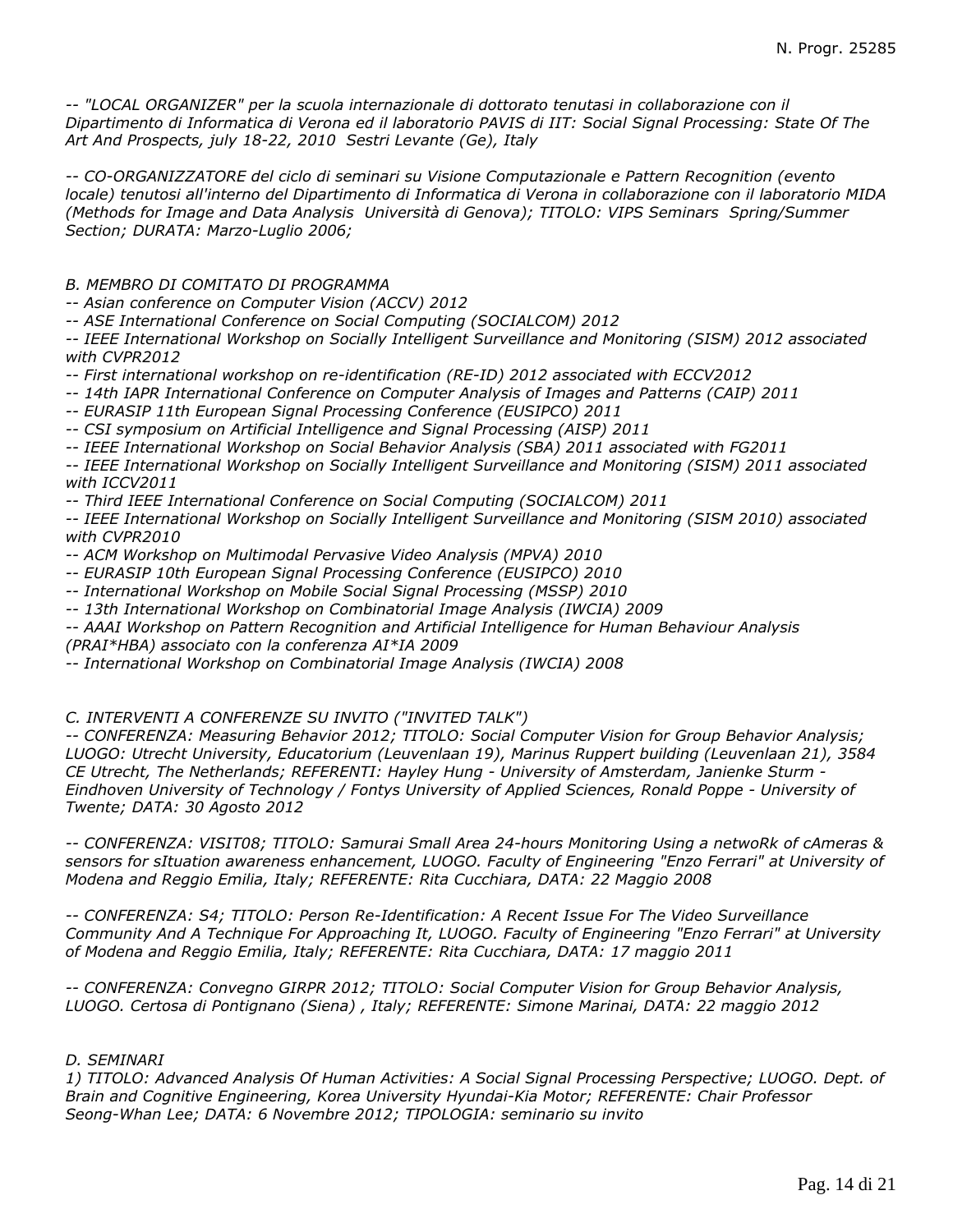*-- "LOCAL ORGANIZER" per la scuola internazionale di dottorato tenutasi in collaborazione con il Dipartimento di Informatica di Verona ed il laboratorio PAVIS di IIT: Social Signal Processing: State Of The Art And Prospects, july 18-22, 2010 Sestri Levante (Ge), Italy*

*-- CO-ORGANIZZATORE del ciclo di seminari su Visione Computazionale e Pattern Recognition (evento locale) tenutosi all'interno del Dipartimento di Informatica di Verona in collaborazione con il laboratorio MIDA (Methods for Image and Data Analysis Università di Genova); TITOLO: VIPS Seminars Spring/Summer Section; DURATA: Marzo-Luglio 2006;*

*B. MEMBRO DI COMITATO DI PROGRAMMA*
*-- Asian conference on Computer Vision (ACCV) 2012*
*-- ASE International Conference on Social Computing (SOCIALCOM) 2012*
*-- IEEE International Workshop on Socially Intelligent Surveillance and Monitoring (SISM) 2012 associated with CVPR2012*
*-- First international workshop on re-identification (RE-ID) 2012 associated with ECCV2012*
*-- 14th IAPR International Conference on Computer Analysis of Images and Patterns (CAIP) 2011*
*-- EURASIP 11th European Signal Processing Conference (EUSIPCO) 2011*
*-- CSI symposium on Artificial Intelligence and Signal Processing (AISP) 2011*
*-- IEEE International Workshop on Social Behavior Analysis (SBA) 2011 associated with FG2011*
*-- IEEE International Workshop on Socially Intelligent Surveillance and Monitoring (SISM) 2011 associated with ICCV2011*
*-- Third IEEE International Conference on Social Computing (SOCIALCOM) 2011*
*-- IEEE International Workshop on Socially Intelligent Surveillance and Monitoring (SISM 2010) associated with CVPR2010*
*-- ACM Workshop on Multimodal Pervasive Video Analysis (MPVA) 2010*
*-- EURASIP 10th European Signal Processing Conference (EUSIPCO) 2010*
*-- International Workshop on Mobile Social Signal Processing (MSSP) 2010*
*-- 13th International Workshop on Combinatorial Image Analysis (IWCIA) 2009*
*-- AAAI Workshop on Pattern Recognition and Artificial Intelligence for Human Behaviour Analysis (PRAI*HBA) associato con la conferenza AI*IA 2009*
*-- International Workshop on Combinatorial Image Analysis (IWCIA) 2008*

*C. INTERVENTI A CONFERENZE SU INVITO ("INVITED TALK")*
*-- CONFERENZA: Measuring Behavior 2012; TITOLO: Social Computer Vision for Group Behavior Analysis; LUOGO: Utrecht University, Educatorium (Leuvenlaan 19), Marinus Ruppert building (Leuvenlaan 21), 3584 CE Utrecht, The Netherlands; REFERENTI: Hayley Hung - University of Amsterdam, Janienke Sturm - Eindhoven University of Technology / Fontys University of Applied Sciences, Ronald Poppe - University of Twente; DATA: 30 Agosto 2012*

*-- CONFERENZA: VISIT08; TITOLO: Samurai Small Area 24-hours Monitoring Using a netwoRk of cAmeras & sensors for sItuation awareness enhancement, LUOGO. Faculty of Engineering "Enzo Ferrari" at University of Modena and Reggio Emilia, Italy; REFERENTE: Rita Cucchiara, DATA: 22 Maggio 2008*

*-- CONFERENZA: S4; TITOLO: Person Re-Identification: A Recent Issue For The Video Surveillance Community And A Technique For Approaching It, LUOGO. Faculty of Engineering "Enzo Ferrari" at University of Modena and Reggio Emilia, Italy; REFERENTE: Rita Cucchiara, DATA: 17 maggio 2011*

*-- CONFERENZA: Convegno GIRPR 2012; TITOLO: Social Computer Vision for Group Behavior Analysis, LUOGO. Certosa di Pontignano (Siena) , Italy; REFERENTE: Simone Marinai, DATA: 22 maggio 2012*

*D. SEMINARI*
*1) TITOLO: Advanced Analysis Of Human Activities: A Social Signal Processing Perspective; LUOGO. Dept. of Brain and Cognitive Engineering, Korea University Hyundai-Kia Motor; REFERENTE: Chair Professor Seong-Whan Lee; DATA: 6 Novembre 2012; TIPOLOGIA: seminario su invito*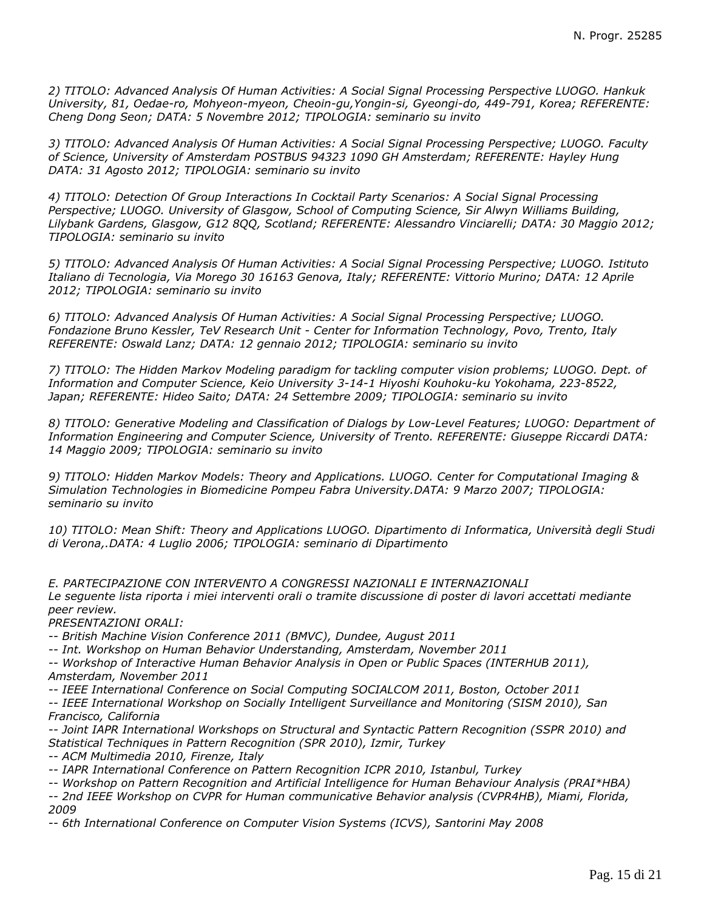*2) TITOLO: Advanced Analysis Of Human Activities: A Social Signal Processing Perspective LUOGO. Hankuk University, 81, Oedae-ro, Mohyeon-myeon, Cheoin-gu,Yongin-si, Gyeongi-do, 449-791, Korea; REFERENTE: Cheng Dong Seon; DATA: 5 Novembre 2012; TIPOLOGIA: seminario su invito*

*3) TITOLO: Advanced Analysis Of Human Activities: A Social Signal Processing Perspective; LUOGO. Faculty of Science, University of Amsterdam POSTBUS 94323 1090 GH Amsterdam; REFERENTE: Hayley Hung DATA: 31 Agosto 2012; TIPOLOGIA: seminario su invito*

*4) TITOLO: Detection Of Group Interactions In Cocktail Party Scenarios: A Social Signal Processing Perspective; LUOGO. University of Glasgow, School of Computing Science, Sir Alwyn Williams Building, Lilybank Gardens, Glasgow, G12 8QQ, Scotland; REFERENTE: Alessandro Vinciarelli; DATA: 30 Maggio 2012; TIPOLOGIA: seminario su invito*

*5) TITOLO: Advanced Analysis Of Human Activities: A Social Signal Processing Perspective; LUOGO. Istituto Italiano di Tecnologia, Via Morego 30 16163 Genova, Italy; REFERENTE: Vittorio Murino; DATA: 12 Aprile 2012; TIPOLOGIA: seminario su invito*

*6) TITOLO: Advanced Analysis Of Human Activities: A Social Signal Processing Perspective; LUOGO. Fondazione Bruno Kessler, TeV Research Unit - Center for Information Technology, Povo, Trento, Italy REFERENTE: Oswald Lanz; DATA: 12 gennaio 2012; TIPOLOGIA: seminario su invito*

*7) TITOLO: The Hidden Markov Modeling paradigm for tackling computer vision problems; LUOGO. Dept. of Information and Computer Science, Keio University 3-14-1 Hiyoshi Kouhoku-ku Yokohama, 223-8522, Japan; REFERENTE: Hideo Saito; DATA: 24 Settembre 2009; TIPOLOGIA: seminario su invito*

*8) TITOLO: Generative Modeling and Classification of Dialogs by Low-Level Features; LUOGO: Department of Information Engineering and Computer Science, University of Trento. REFERENTE: Giuseppe Riccardi DATA: 14 Maggio 2009; TIPOLOGIA: seminario su invito*

*9) TITOLO: Hidden Markov Models: Theory and Applications. LUOGO. Center for Computational Imaging & Simulation Technologies in Biomedicine Pompeu Fabra University.DATA: 9 Marzo 2007; TIPOLOGIA: seminario su invito*

*10) TITOLO: Mean Shift: Theory and Applications LUOGO. Dipartimento di Informatica, Università degli Studi di Verona,.DATA: 4 Luglio 2006; TIPOLOGIA: seminario di Dipartimento*

*E. PARTECIPAZIONE CON INTERVENTO A CONGRESSI NAZIONALI E INTERNAZIONALI*
*Le seguente lista riporta i miei interventi orali o tramite discussione di poster di lavori accettati mediante peer review.*
*PRESENTAZIONI ORALI:*
*-- British Machine Vision Conference 2011 (BMVC), Dundee, August 2011*
*-- Int. Workshop on Human Behavior Understanding, Amsterdam, November 2011*
*-- Workshop of Interactive Human Behavior Analysis in Open or Public Spaces (INTERHUB 2011), Amsterdam, November 2011*
*-- IEEE International Conference on Social Computing SOCIALCOM 2011, Boston, October 2011*
*-- IEEE International Workshop on Socially Intelligent Surveillance and Monitoring (SISM 2010), San Francisco, California*
*-- Joint IAPR International Workshops on Structural and Syntactic Pattern Recognition (SSPR 2010) and Statistical Techniques in Pattern Recognition (SPR 2010), Izmir, Turkey*
*-- ACM Multimedia 2010, Firenze, Italy*
*-- IAPR International Conference on Pattern Recognition ICPR 2010, Istanbul, Turkey*
*-- Workshop on Pattern Recognition and Artificial Intelligence for Human Behaviour Analysis (PRAI*HBA)*
*-- 2nd IEEE Workshop on CVPR for Human communicative Behavior analysis (CVPR4HB), Miami, Florida, 2009*
*-- 6th International Conference on Computer Vision Systems (ICVS), Santorini May 2008*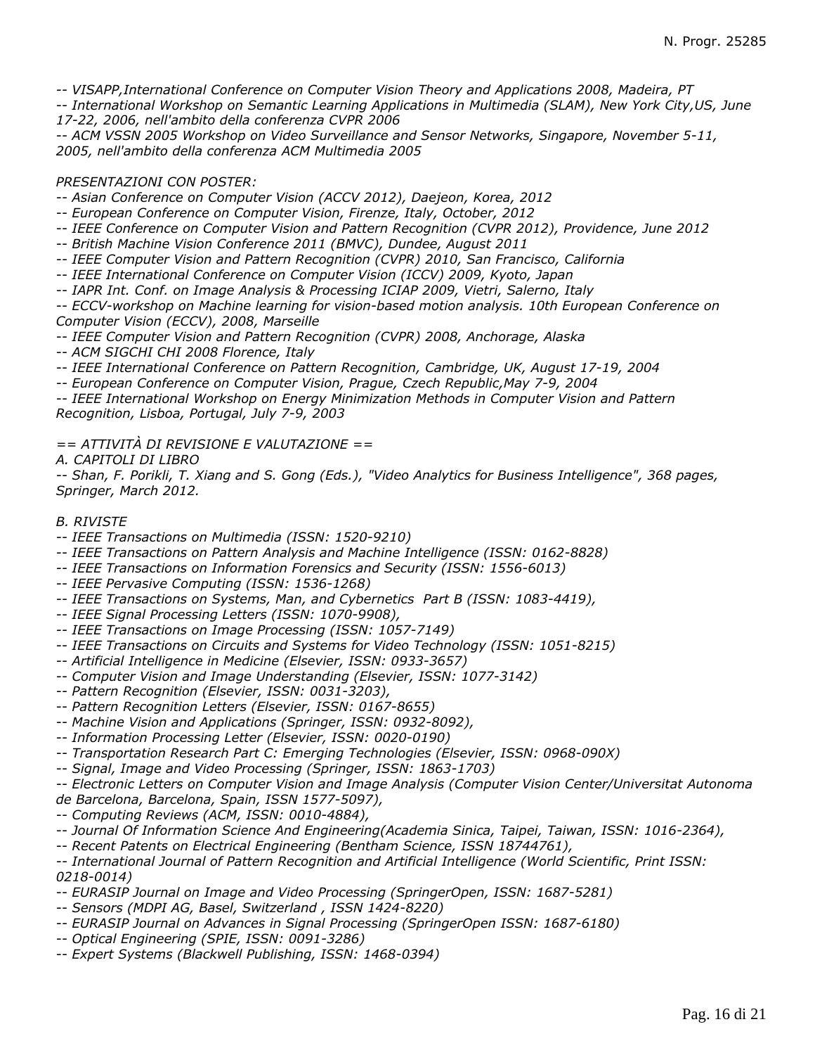*-- VISAPP,International Conference on Computer Vision Theory and Applications 2008, Madeira, PT*
*-- International Workshop on Semantic Learning Applications in Multimedia (SLAM), New York City,US, June 17-22, 2006, nell'ambito della conferenza CVPR 2006*
*-- ACM VSSN 2005 Workshop on Video Surveillance and Sensor Networks, Singapore, November 5-11, 2005, nell'ambito della conferenza ACM Multimedia 2005*

*PRESENTAZIONI CON POSTER:*
*-- Asian Conference on Computer Vision (ACCV 2012), Daejeon, Korea, 2012*
*-- European Conference on Computer Vision, Firenze, Italy, October, 2012*
*-- IEEE Conference on Computer Vision and Pattern Recognition (CVPR 2012), Providence, June 2012*
*-- British Machine Vision Conference 2011 (BMVC), Dundee, August 2011*
*-- IEEE Computer Vision and Pattern Recognition (CVPR) 2010, San Francisco, California*
*-- IEEE International Conference on Computer Vision (ICCV) 2009, Kyoto, Japan*
*-- IAPR Int. Conf. on Image Analysis & Processing ICIAP 2009, Vietri, Salerno, Italy*
*-- ECCV-workshop on Machine learning for vision-based motion analysis. 10th European Conference on Computer Vision (ECCV), 2008, Marseille*
*-- IEEE Computer Vision and Pattern Recognition (CVPR) 2008, Anchorage, Alaska*
*-- ACM SIGCHI CHI 2008 Florence, Italy*
*-- IEEE International Conference on Pattern Recognition, Cambridge, UK, August 17-19, 2004*
*-- European Conference on Computer Vision, Prague, Czech Republic,May 7-9, 2004*
*-- IEEE International Workshop on Energy Minimization Methods in Computer Vision and Pattern Recognition, Lisboa, Portugal, July 7-9, 2003*

*== ATTIVITÀ DI REVISIONE E VALUTAZIONE ==*
*A. CAPITOLI DI LIBRO*
*-- Shan, F. Porikli, T. Xiang and S. Gong (Eds.), "Video Analytics for Business Intelligence", 368 pages, Springer, March 2012.*

*B. RIVISTE*
*-- IEEE Transactions on Multimedia (ISSN: 1520-9210)*
*-- IEEE Transactions on Pattern Analysis and Machine Intelligence (ISSN: 0162-8828)*
*-- IEEE Transactions on Information Forensics and Security (ISSN: 1556-6013)*
*-- IEEE Pervasive Computing (ISSN: 1536-1268)*
*-- IEEE Transactions on Systems, Man, and Cybernetics Part B (ISSN: 1083-4419),*
*-- IEEE Signal Processing Letters (ISSN: 1070-9908),*
*-- IEEE Transactions on Image Processing (ISSN: 1057-7149)*
*-- IEEE Transactions on Circuits and Systems for Video Technology (ISSN: 1051-8215)*
*-- Artificial Intelligence in Medicine (Elsevier, ISSN: 0933-3657)*
*-- Computer Vision and Image Understanding (Elsevier, ISSN: 1077-3142)*
*-- Pattern Recognition (Elsevier, ISSN: 0031-3203),*
*-- Pattern Recognition Letters (Elsevier, ISSN: 0167-8655)*
*-- Machine Vision and Applications (Springer, ISSN: 0932-8092),*
*-- Information Processing Letter (Elsevier, ISSN: 0020-0190)*
*-- Transportation Research Part C: Emerging Technologies (Elsevier, ISSN: 0968-090X)*
*-- Signal, Image and Video Processing (Springer, ISSN: 1863-1703)*
*-- Electronic Letters on Computer Vision and Image Analysis (Computer Vision Center/Universitat Autonoma de Barcelona, Barcelona, Spain, ISSN 1577-5097),*
*-- Computing Reviews (ACM, ISSN: 0010-4884),*
*-- Journal Of Information Science And Engineering(Academia Sinica, Taipei, Taiwan, ISSN: 1016-2364),*
*-- Recent Patents on Electrical Engineering (Bentham Science, ISSN 18744761),*
*-- International Journal of Pattern Recognition and Artificial Intelligence (World Scientific, Print ISSN: 0218-0014)*
*-- EURASIP Journal on Image and Video Processing (SpringerOpen, ISSN: 1687-5281)*
*-- Sensors (MDPI AG, Basel, Switzerland , ISSN 1424-8220)*
*-- EURASIP Journal on Advances in Signal Processing (SpringerOpen ISSN: 1687-6180)*
*-- Optical Engineering (SPIE, ISSN: 0091-3286)*
*-- Expert Systems (Blackwell Publishing, ISSN: 1468-0394)*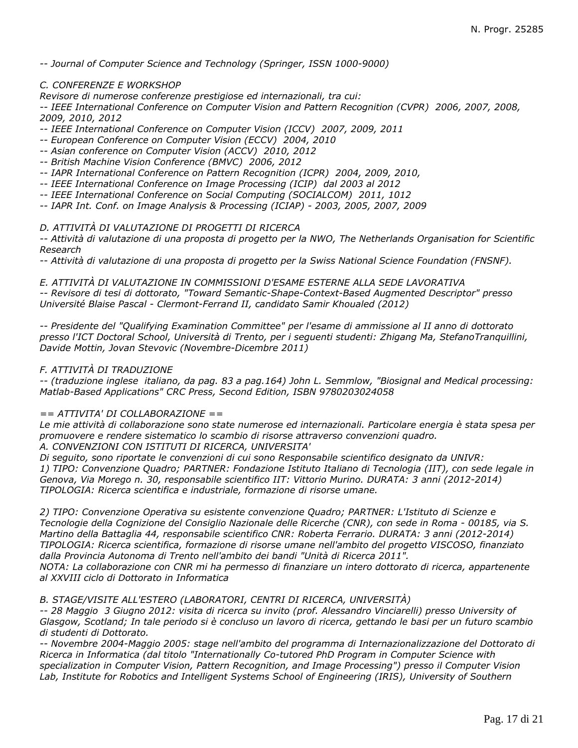*-- Journal of Computer Science and Technology (Springer, ISSN 1000-9000)*

*C. CONFERENZE E WORKSHOP*

*Revisore di numerose conferenze prestigiose ed internazionali, tra cui:*

*-- IEEE International Conference on Computer Vision and Pattern Recognition (CVPR)  2006, 2007, 2008, 2009, 2010, 2012*

*-- IEEE International Conference on Computer Vision (ICCV)  2007, 2009, 2011*

*-- European Conference on Computer Vision (ECCV)  2004, 2010*

*-- Asian conference on Computer Vision (ACCV)  2010, 2012*

*-- British Machine Vision Conference (BMVC)  2006, 2012*

*-- IAPR International Conference on Pattern Recognition (ICPR)  2004, 2009, 2010,*

*-- IEEE International Conference on Image Processing (ICIP)  dal 2003 al 2012*

*-- IEEE International Conference on Social Computing (SOCIALCOM)  2011, 1012*

*-- IAPR Int. Conf. on Image Analysis & Processing (ICIAP) - 2003, 2005, 2007, 2009*

*D. ATTIVITÀ DI VALUTAZIONE DI PROGETTI DI RICERCA*

*-- Attività di valutazione di una proposta di progetto per la NWO, The Netherlands Organisation for Scientific Research*

*-- Attività di valutazione di una proposta di progetto per la Swiss National Science Foundation (FNSNF).*

*E. ATTIVITÀ DI VALUTAZIONE IN COMMISSIONI D'ESAME ESTERNE ALLA SEDE LAVORATIVA*

*-- Revisore di tesi di dottorato, "Toward Semantic-Shape-Context-Based Augmented Descriptor" presso Université Blaise Pascal - Clermont-Ferrand II, candidato Samir Khoualed (2012)*

*-- Presidente del "Qualifying Examination Committee" per l'esame di ammissione al II anno di dottorato presso l'ICT Doctoral School, Università di Trento, per i seguenti studenti: Zhigang Ma, StefanoTranquillini, Davide Mottin, Jovan Stevovic (Novembre-Dicembre 2011)*

*F. ATTIVITÀ DI TRADUZIONE*

*-- (traduzione inglese  italiano, da pag. 83 a pag.164) John L. Semmlow, "Biosignal and Medical processing: Matlab-Based Applications" CRC Press, Second Edition, ISBN 9780203024058*

*== ATTIVITA' DI COLLABORAZIONE ==*

*Le mie attività di collaborazione sono state numerose ed internazionali. Particolare energia è stata spesa per promuovere e rendere sistematico lo scambio di risorse attraverso convenzioni quadro.*

*A. CONVENZIONI CON ISTITUTI DI RICERCA, UNIVERSITA'*

*Di seguito, sono riportate le convenzioni di cui sono Responsabile scientifico designato da UNIVR:*

*1) TIPO: Convenzione Quadro; PARTNER: Fondazione Istituto Italiano di Tecnologia (IIT), con sede legale in Genova, Via Morego n. 30, responsabile scientifico IIT: Vittorio Murino. DURATA: 3 anni (2012-2014) TIPOLOGIA: Ricerca scientifica e industriale, formazione di risorse umane.*

*2) TIPO: Convenzione Operativa su esistente convenzione Quadro; PARTNER: L'Istituto di Scienze e Tecnologie della Cognizione del Consiglio Nazionale delle Ricerche (CNR), con sede in Roma - 00185, via S. Martino della Battaglia 44, responsabile scientifico CNR: Roberta Ferrario. DURATA: 3 anni (2012-2014) TIPOLOGIA: Ricerca scientifica, formazione di risorse umane nell'ambito del progetto VISCOSO, finanziato dalla Provincia Autonoma di Trento nell'ambito dei bandi "Unità di Ricerca 2011".*

*NOTA: La collaborazione con CNR mi ha permesso di finanziare un intero dottorato di ricerca, appartenente al XXVIII ciclo di Dottorato in Informatica*

*B. STAGE/VISITE ALL'ESTERO (LABORATORI, CENTRI DI RICERCA, UNIVERSITÀ)*

*-- 28 Maggio  3 Giugno 2012: visita di ricerca su invito (prof. Alessandro Vinciarelli) presso University of Glasgow, Scotland; In tale periodo si è concluso un lavoro di ricerca, gettando le basi per un futuro scambio di studenti di Dottorato.*

*-- Novembre 2004-Maggio 2005: stage nell'ambito del programma di Internazionalizzazione del Dottorato di Ricerca in Informatica (dal titolo "Internationally Co-tutored PhD Program in Computer Science with specialization in Computer Vision, Pattern Recognition, and Image Processing") presso il Computer Vision Lab, Institute for Robotics and Intelligent Systems School of Engineering (IRIS), University of Southern*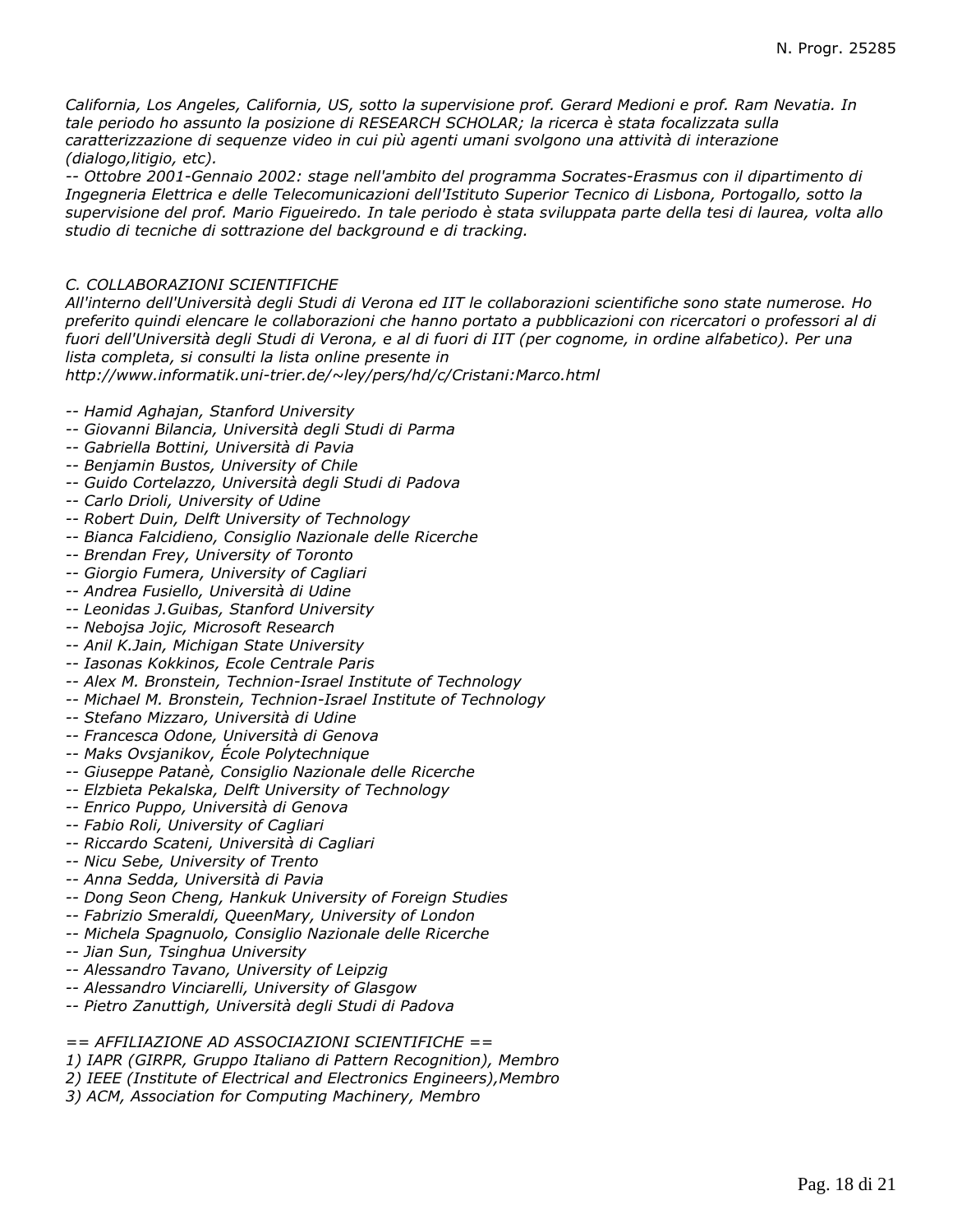*California, Los Angeles, California, US, sotto la supervisione prof. Gerard Medioni e prof. Ram Nevatia. In tale periodo ho assunto la posizione di RESEARCH SCHOLAR; la ricerca è stata focalizzata sulla caratterizzazione di sequenze video in cui più agenti umani svolgono una attività di interazione (dialogo,litigio, etc).*

*-- Ottobre 2001-Gennaio 2002: stage nell'ambito del programma Socrates-Erasmus con il dipartimento di Ingegneria Elettrica e delle Telecomunicazioni dell'Istituto Superior Tecnico di Lisbona, Portogallo, sotto la supervisione del prof. Mario Figueiredo. In tale periodo è stata sviluppata parte della tesi di laurea, volta allo studio di tecniche di sottrazione del background e di tracking.*

*C. COLLABORAZIONI SCIENTIFICHE*

*All'interno dell'Università degli Studi di Verona ed IIT le collaborazioni scientifiche sono state numerose. Ho preferito quindi elencare le collaborazioni che hanno portato a pubblicazioni con ricercatori o professori al di fuori dell'Università degli Studi di Verona, e al di fuori di IIT (per cognome, in ordine alfabetico). Per una lista completa, si consulti la lista online presente in*
*http://www.informatik.uni-trier.de/~ley/pers/hd/c/Cristani:Marco.html*

*-- Hamid Aghajan, Stanford University*
*-- Giovanni Bilancia, Università degli Studi di Parma*
*-- Gabriella Bottini, Università di Pavia*
*-- Benjamin Bustos, University of Chile*
*-- Guido Cortelazzo, Università degli Studi di Padova*
*-- Carlo Drioli, University of Udine*
*-- Robert Duin, Delft University of Technology*
*-- Bianca Falcidieno, Consiglio Nazionale delle Ricerche*
*-- Brendan Frey, University of Toronto*
*-- Giorgio Fumera, University of Cagliari*
*-- Andrea Fusiello, Università di Udine*
*-- Leonidas J.Guibas, Stanford University*
*-- Nebojsa Jojic, Microsoft Research*
*-- Anil K.Jain, Michigan State University*
*-- Iasonas Kokkinos, Ecole Centrale Paris*
*-- Alex M. Bronstein, Technion-Israel Institute of Technology*
*-- Michael M. Bronstein, Technion-Israel Institute of Technology*
*-- Stefano Mizzaro, Università di Udine*
*-- Francesca Odone, Università di Genova*
*-- Maks Ovsjanikov, École Polytechnique*
*-- Giuseppe Patanè, Consiglio Nazionale delle Ricerche*
*-- Elzbieta Pekalska, Delft University of Technology*
*-- Enrico Puppo, Università di Genova*
*-- Fabio Roli, University of Cagliari*
*-- Riccardo Scateni, Università di Cagliari*
*-- Nicu Sebe, University of Trento*
*-- Anna Sedda, Università di Pavia*
*-- Dong Seon Cheng, Hankuk University of Foreign Studies*
*-- Fabrizio Smeraldi, QueenMary, University of London*
*-- Michela Spagnuolo, Consiglio Nazionale delle Ricerche*
*-- Jian Sun, Tsinghua University*
*-- Alessandro Tavano, University of Leipzig*
*-- Alessandro Vinciarelli, University of Glasgow*
*-- Pietro Zanuttigh, Università degli Studi di Padova*

*== AFFILIAZIONE AD ASSOCIAZIONI SCIENTIFICHE ==*
*1) IAPR (GIRPR, Gruppo Italiano di Pattern Recognition), Membro*
*2) IEEE (Institute of Electrical and Electronics Engineers),Membro*
*3) ACM, Association for Computing Machinery, Membro*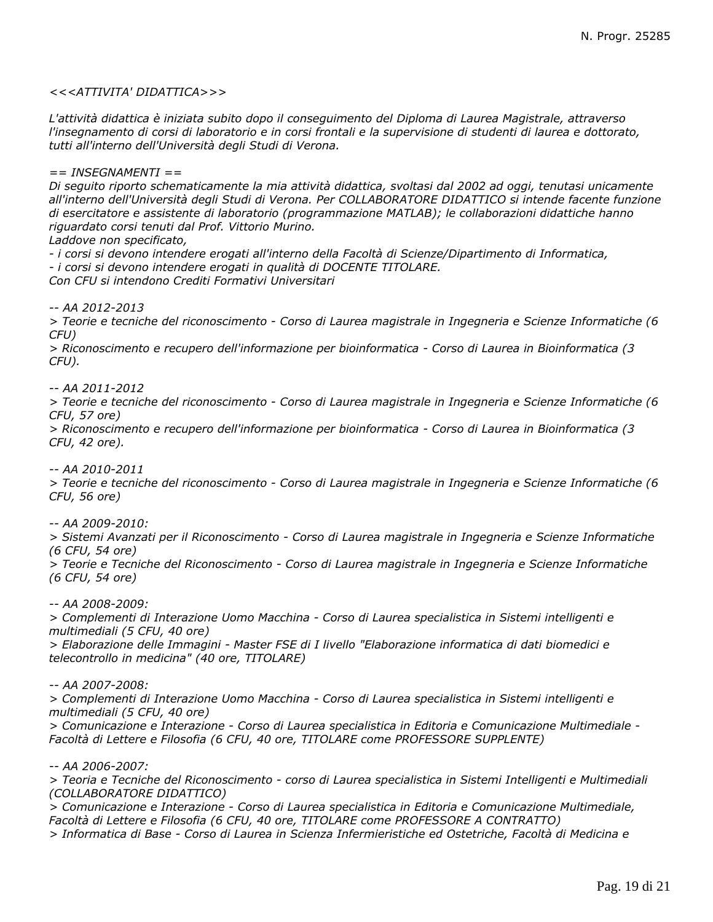*<<<ATTIVITA' DIDATTICA>>>*

*L'attività didattica è iniziata subito dopo il conseguimento del Diploma di Laurea Magistrale, attraverso l'insegnamento di corsi di laboratorio e in corsi frontali e la supervisione di studenti di laurea e dottorato, tutti all'interno dell'Università degli Studi di Verona.*

*== INSEGNAMENTI ==*
*Di seguito riporto schematicamente la mia attività didattica, svoltasi dal 2002 ad oggi, tenutasi unicamente all'interno dell'Università degli Studi di Verona. Per COLLABORATORE DIDATTICO si intende facente funzione di esercitatore e assistente di laboratorio (programmazione MATLAB); le collaborazioni didattiche hanno riguardato corsi tenuti dal Prof. Vittorio Murino.*
*Laddove non specificato,*
*- i corsi si devono intendere erogati all'interno della Facoltà di Scienze/Dipartimento di Informatica,*
*- i corsi si devono intendere erogati in qualità di DOCENTE TITOLARE.*
*Con CFU si intendono Crediti Formativi Universitari*

*-- AA 2012-2013*
*> Teorie e tecniche del riconoscimento - Corso di Laurea magistrale in Ingegneria e Scienze Informatiche (6 CFU)*
*> Riconoscimento e recupero dell'informazione per bioinformatica - Corso di Laurea in Bioinformatica (3 CFU).*

*-- AA 2011-2012*
*> Teorie e tecniche del riconoscimento - Corso di Laurea magistrale in Ingegneria e Scienze Informatiche (6 CFU, 57 ore)*
*> Riconoscimento e recupero dell'informazione per bioinformatica - Corso di Laurea in Bioinformatica (3 CFU, 42 ore).*

*-- AA 2010-2011*
*> Teorie e tecniche del riconoscimento - Corso di Laurea magistrale in Ingegneria e Scienze Informatiche (6 CFU, 56 ore)*

*-- AA 2009-2010:*
*> Sistemi Avanzati per il Riconoscimento - Corso di Laurea magistrale in Ingegneria e Scienze Informatiche (6 CFU, 54 ore)*
*> Teorie e Tecniche del Riconoscimento - Corso di Laurea magistrale in Ingegneria e Scienze Informatiche (6 CFU, 54 ore)*

*-- AA 2008-2009:*
*> Complementi di Interazione Uomo Macchina - Corso di Laurea specialistica in Sistemi intelligenti e multimediali (5 CFU, 40 ore)*
*> Elaborazione delle Immagini - Master FSE di I livello "Elaborazione informatica di dati biomedici e telecontrollo in medicina" (40 ore, TITOLARE)*

*-- AA 2007-2008:*
*> Complementi di Interazione Uomo Macchina - Corso di Laurea specialistica in Sistemi intelligenti e multimediali (5 CFU, 40 ore)*
*> Comunicazione e Interazione - Corso di Laurea specialistica in Editoria e Comunicazione Multimediale - Facoltà di Lettere e Filosofia (6 CFU, 40 ore, TITOLARE come PROFESSORE SUPPLENTE)*

*-- AA 2006-2007:*
*> Teoria e Tecniche del Riconoscimento - corso di Laurea specialistica in Sistemi Intelligenti e Multimediali (COLLABORATORE DIDATTICO)*
*> Comunicazione e Interazione - Corso di Laurea specialistica in Editoria e Comunicazione Multimediale, Facoltà di Lettere e Filosofia (6 CFU, 40 ore, TITOLARE come PROFESSORE A CONTRATTO)*
*> Informatica di Base - Corso di Laurea in Scienza Infermieristiche ed Ostetriche, Facoltà di Medicina e*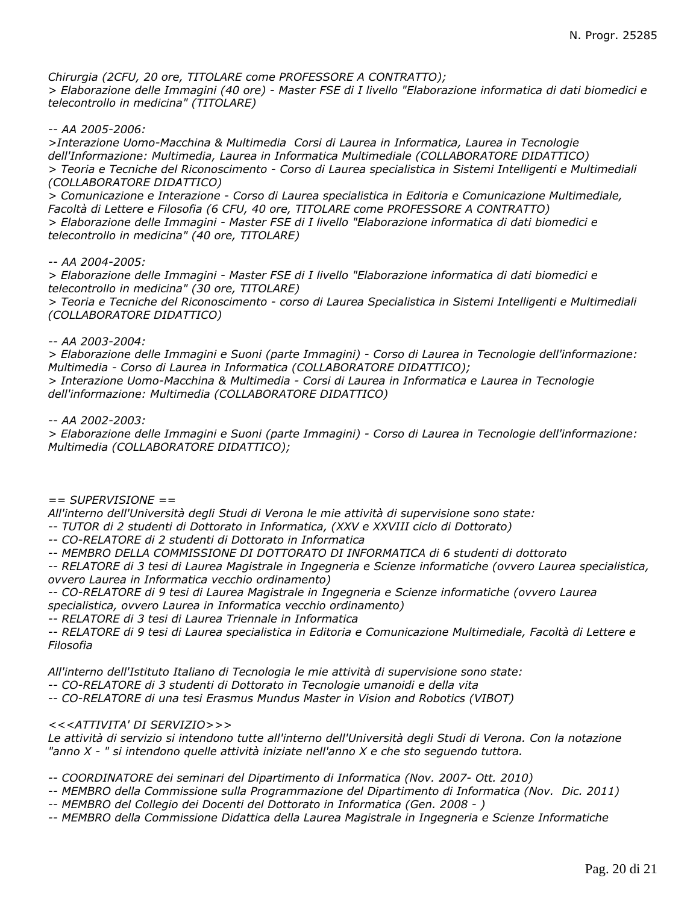*Chirurgia (2CFU, 20 ore, TITOLARE come PROFESSORE A CONTRATTO);*
*> Elaborazione delle Immagini (40 ore) - Master FSE di I livello "Elaborazione informatica di dati biomedici e telecontrollo in medicina" (TITOLARE)*

*-- AA 2005-2006:*
*>Interazione Uomo-Macchina & Multimedia Corsi di Laurea in Informatica, Laurea in Tecnologie dell'Informazione: Multimedia, Laurea in Informatica Multimediale (COLLABORATORE DIDATTICO)*
*> Teoria e Tecniche del Riconoscimento - Corso di Laurea specialistica in Sistemi Intelligenti e Multimediali (COLLABORATORE DIDATTICO)*
*> Comunicazione e Interazione - Corso di Laurea specialistica in Editoria e Comunicazione Multimediale, Facoltà di Lettere e Filosofia (6 CFU, 40 ore, TITOLARE come PROFESSORE A CONTRATTO)*
*> Elaborazione delle Immagini - Master FSE di I livello "Elaborazione informatica di dati biomedici e telecontrollo in medicina" (40 ore, TITOLARE)*

*-- AA 2004-2005:*
*> Elaborazione delle Immagini - Master FSE di I livello "Elaborazione informatica di dati biomedici e telecontrollo in medicina" (30 ore, TITOLARE)*
*> Teoria e Tecniche del Riconoscimento - corso di Laurea Specialistica in Sistemi Intelligenti e Multimediali (COLLABORATORE DIDATTICO)*

*-- AA 2003-2004:*
*> Elaborazione delle Immagini e Suoni (parte Immagini) - Corso di Laurea in Tecnologie dell'informazione: Multimedia - Corso di Laurea in Informatica (COLLABORATORE DIDATTICO);*
*> Interazione Uomo-Macchina & Multimedia - Corsi di Laurea in Informatica e Laurea in Tecnologie dell'informazione: Multimedia (COLLABORATORE DIDATTICO)*

*-- AA 2002-2003:*
*> Elaborazione delle Immagini e Suoni (parte Immagini) - Corso di Laurea in Tecnologie dell'informazione: Multimedia (COLLABORATORE DIDATTICO);*

*== SUPERVISIONE ==*
*All'interno dell'Università degli Studi di Verona le mie attività di supervisione sono state:*
*-- TUTOR di 2 studenti di Dottorato in Informatica, (XXV e XXVIII ciclo di Dottorato)*
*-- CO-RELATORE di 2 studenti di Dottorato in Informatica*
*-- MEMBRO DELLA COMMISSIONE DI DOTTORATO DI INFORMATICA di 6 studenti di dottorato*
*-- RELATORE di 3 tesi di Laurea Magistrale in Ingegneria e Scienze informatiche (ovvero Laurea specialistica, ovvero Laurea in Informatica vecchio ordinamento)*
*-- CO-RELATORE di 9 tesi di Laurea Magistrale in Ingegneria e Scienze informatiche (ovvero Laurea specialistica, ovvero Laurea in Informatica vecchio ordinamento)*
*-- RELATORE di 3 tesi di Laurea Triennale in Informatica*
*-- RELATORE di 9 tesi di Laurea specialistica in Editoria e Comunicazione Multimediale, Facoltà di Lettere e Filosofia*

*All'interno dell'Istituto Italiano di Tecnologia le mie attività di supervisione sono state:*
*-- CO-RELATORE di 3 studenti di Dottorato in Tecnologie umanoidi e della vita*
*-- CO-RELATORE di una tesi Erasmus Mundus Master in Vision and Robotics (VIBOT)*

*<<<ATTIVITA' DI SERVIZIO>>>*
*Le attività di servizio si intendono tutte all'interno dell'Università degli Studi di Verona. Con la notazione "anno X - " si intendono quelle attività iniziate nell'anno X e che sto seguendo tuttora.*

*-- COORDINATORE dei seminari del Dipartimento di Informatica (Nov. 2007- Ott. 2010)*
*-- MEMBRO della Commissione sulla Programmazione del Dipartimento di Informatica (Nov. Dic. 2011)*
*-- MEMBRO del Collegio dei Docenti del Dottorato in Informatica (Gen. 2008 - )*
*-- MEMBRO della Commissione Didattica della Laurea Magistrale in Ingegneria e Scienze Informatiche*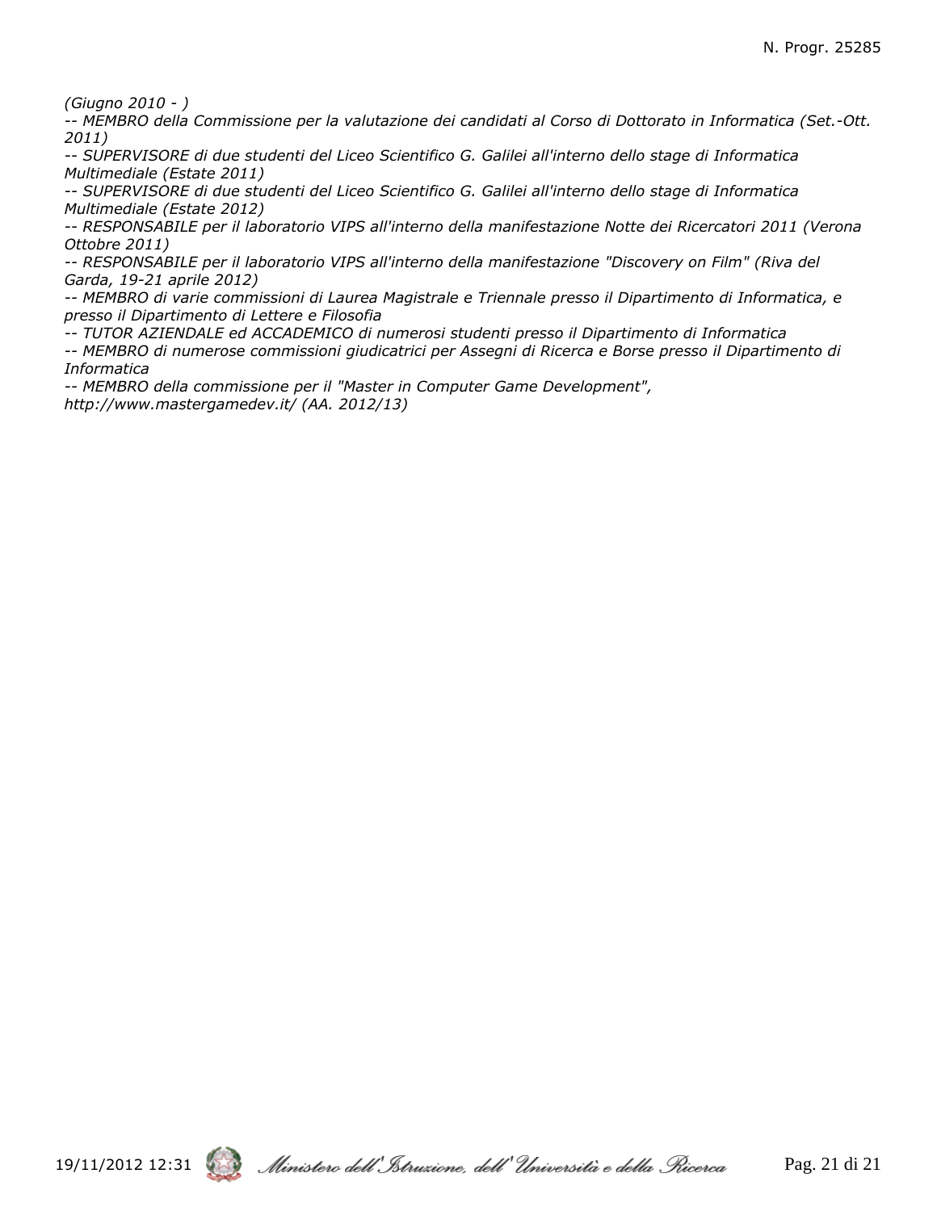*(Giugno 2010 - )*

*-- MEMBRO della Commissione per la valutazione dei candidati al Corso di Dottorato in Informatica (Set.-Ott. 2011)*

*-- SUPERVISORE di due studenti del Liceo Scientifico G. Galilei all'interno dello stage di Informatica Multimediale (Estate 2011)*

*-- SUPERVISORE di due studenti del Liceo Scientifico G. Galilei all'interno dello stage di Informatica Multimediale (Estate 2012)*

*-- RESPONSABILE per il laboratorio VIPS all'interno della manifestazione Notte dei Ricercatori 2011 (Verona Ottobre 2011)*

*-- RESPONSABILE per il laboratorio VIPS all'interno della manifestazione "Discovery on Film" (Riva del Garda, 19-21 aprile 2012)*

*-- MEMBRO di varie commissioni di Laurea Magistrale e Triennale presso il Dipartimento di Informatica, e presso il Dipartimento di Lettere e Filosofia*

*-- TUTOR AZIENDALE ed ACCADEMICO di numerosi studenti presso il Dipartimento di Informatica*

*-- MEMBRO di numerose commissioni giudicatrici per Assegni di Ricerca e Borse presso il Dipartimento di Informatica*

*-- MEMBRO della commissione per il "Master in Computer Game Development", http://www.mastergamedev.it/ (AA. 2012/13)*